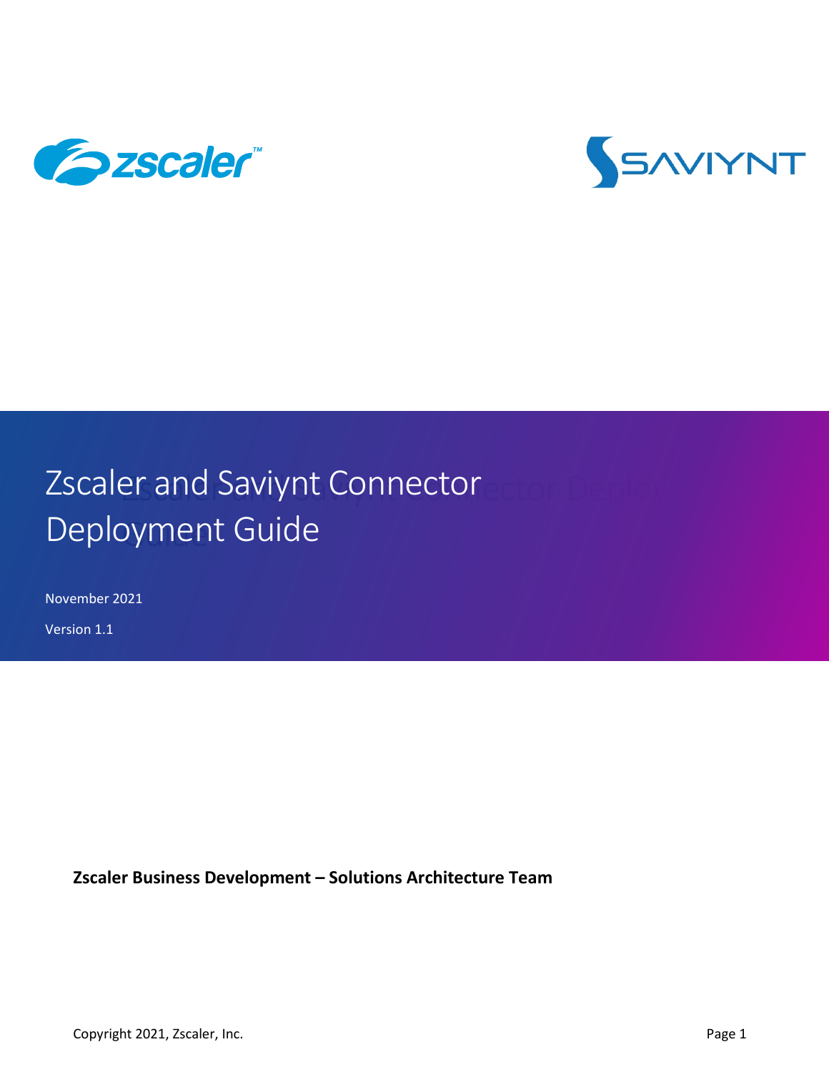# Zscaler and Saviynt Connector Deployment Guide

November 2021

Version 1.1

**Zscaler Business Development – Solutions Architecture Team**

Copyright 2021, Zscaler, Inc.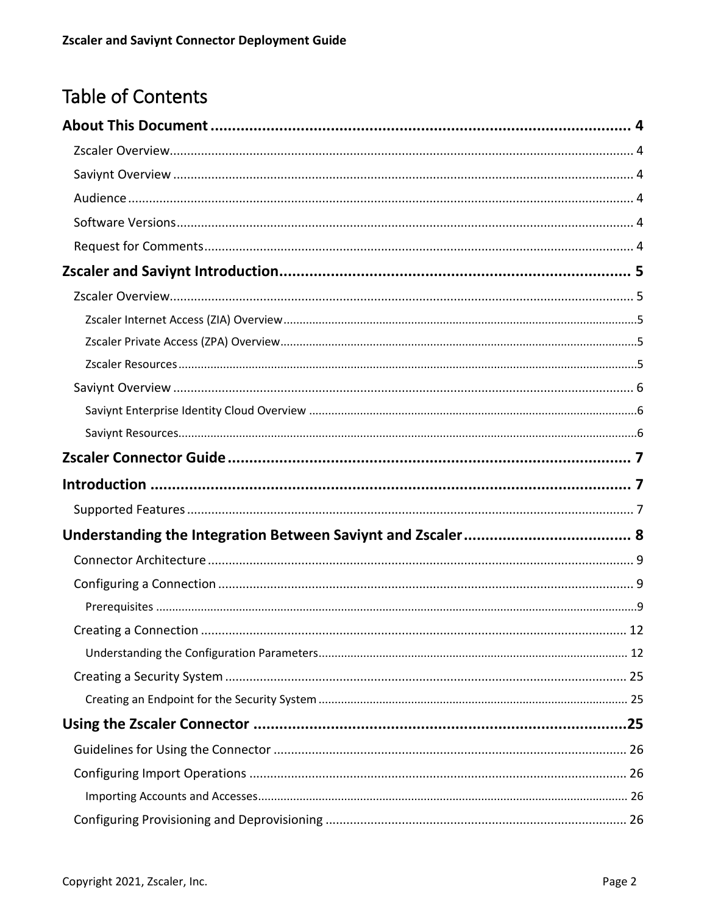# Table of Contents

**About This Document** .......... 4

- Zscaler Overview .......... 4
- Saviynt Overview .......... 4
- Audience .......... 4
- Software Versions .......... 4
- Request for Comments .......... 4

**Zscaler and Saviynt Introduction** .......... 5

- Zscaler Overview .......... 5
  - Zscaler Internet Access (ZIA) Overview .......... 5
  - Zscaler Private Access (ZPA) Overview .......... 5
  - Zscaler Resources .......... 5
- Saviynt Overview .......... 6
  - Saviynt Enterprise Identity Cloud Overview .......... 6
  - Saviynt Resources .......... 6

**Zscaler Connector Guide** .......... 7

**Introduction** .......... 7

- Supported Features .......... 7

**Understanding the Integration Between Saviynt and Zscaler** .......... 8

- Connector Architecture .......... 9
- Configuring a Connection .......... 9
  - Prerequisites .......... 9
- Creating a Connection .......... 12
  - Understanding the Configuration Parameters .......... 12
- Creating a Security System .......... 25
  - Creating an Endpoint for the Security System .......... 25

**Using the Zscaler Connector** .......... 25

- Guidelines for Using the Connector .......... 26
- Configuring Import Operations .......... 26
  - Importing Accounts and Accesses .......... 26
- Configuring Provisioning and Deprovisioning .......... 26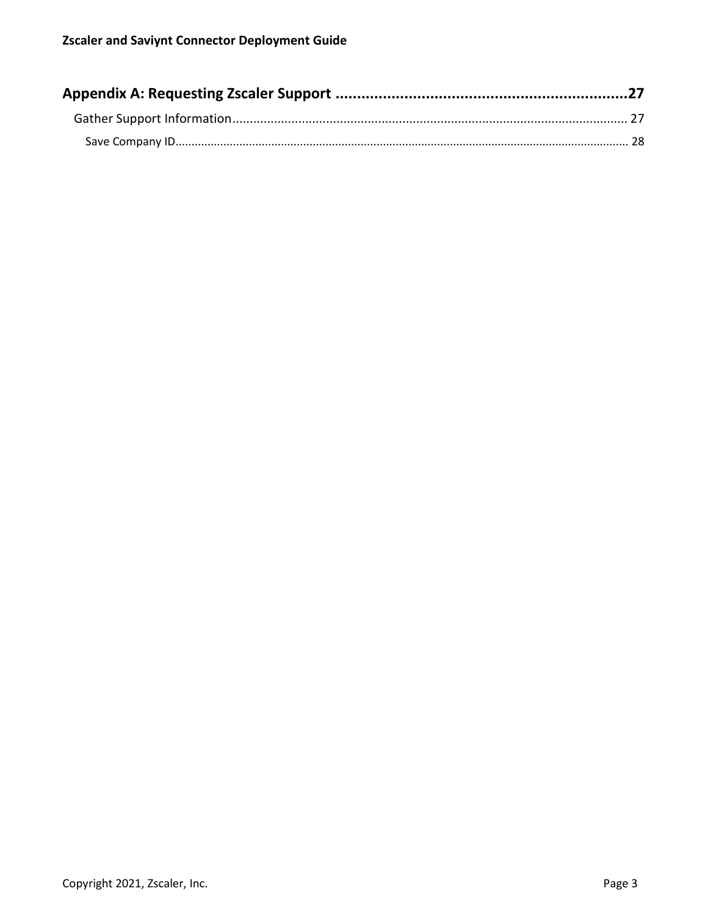**Appendix A: Requesting Zscaler Support** .................................................................... 27

Gather Support Information ........................................................................................................ 27

Save Company ID .................................................................................................................................... 28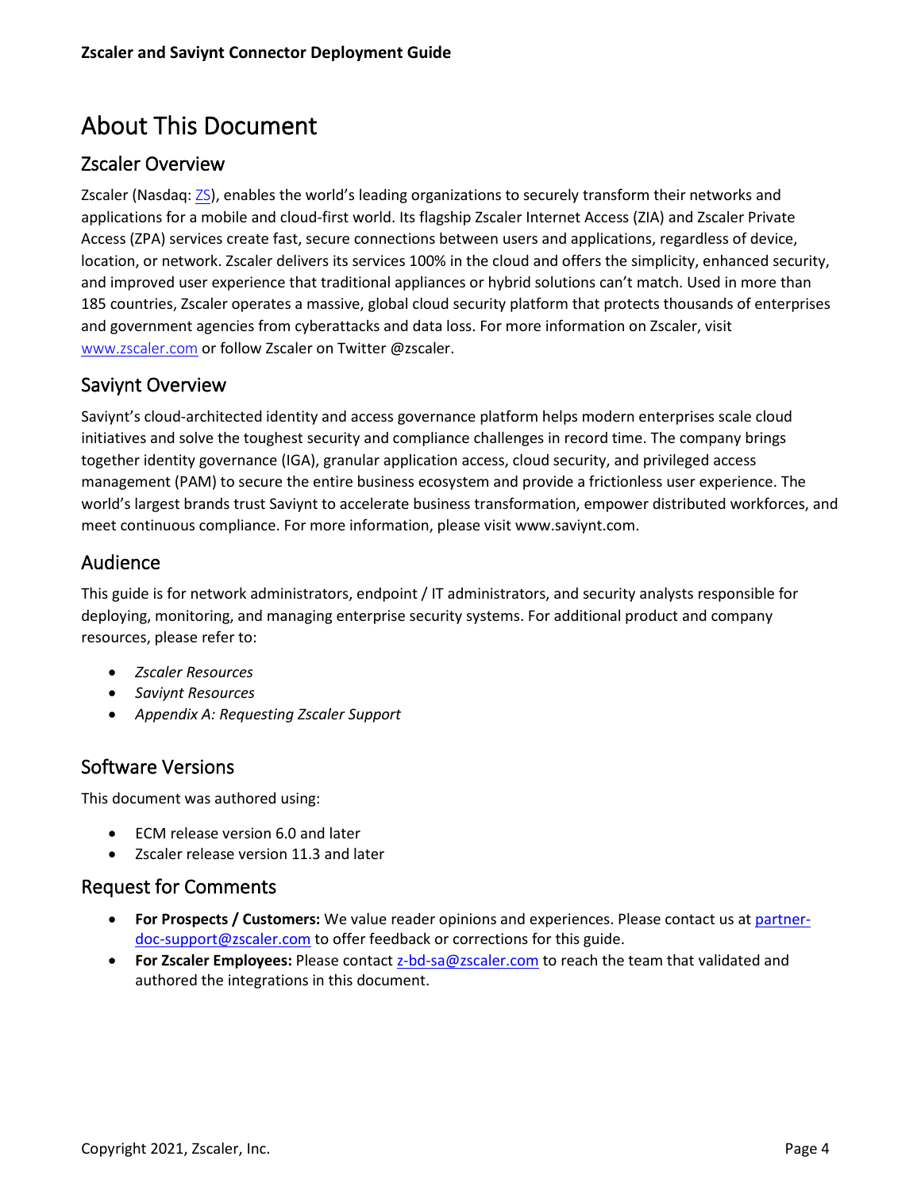# About This Document

## Zscaler Overview

Zscaler (Nasdaq: ZS), enables the world's leading organizations to securely transform their networks and applications for a mobile and cloud-first world. Its flagship Zscaler Internet Access (ZIA) and Zscaler Private Access (ZPA) services create fast, secure connections between users and applications, regardless of device, location, or network. Zscaler delivers its services 100% in the cloud and offers the simplicity, enhanced security, and improved user experience that traditional appliances or hybrid solutions can't match. Used in more than 185 countries, Zscaler operates a massive, global cloud security platform that protects thousands of enterprises and government agencies from cyberattacks and data loss. For more information on Zscaler, visit www.zscaler.com or follow Zscaler on Twitter @zscaler.

## Saviynt Overview

Saviynt's cloud-architected identity and access governance platform helps modern enterprises scale cloud initiatives and solve the toughest security and compliance challenges in record time. The company brings together identity governance (IGA), granular application access, cloud security, and privileged access management (PAM) to secure the entire business ecosystem and provide a frictionless user experience. The world's largest brands trust Saviynt to accelerate business transformation, empower distributed workforces, and meet continuous compliance. For more information, please visit www.saviynt.com.

## Audience

This guide is for network administrators, endpoint / IT administrators, and security analysts responsible for deploying, monitoring, and managing enterprise security systems. For additional product and company resources, please refer to:

- *Zscaler Resources*
- *Saviynt Resources*
- *Appendix A: Requesting Zscaler Support*

## Software Versions

This document was authored using:

- ECM release version 6.0 and later
- Zscaler release version 11.3 and later

## Request for Comments

- **For Prospects / Customers:** We value reader opinions and experiences. Please contact us at partner-doc-support@zscaler.com to offer feedback or corrections for this guide.
- **For Zscaler Employees:** Please contact z-bd-sa@zscaler.com to reach the team that validated and authored the integrations in this document.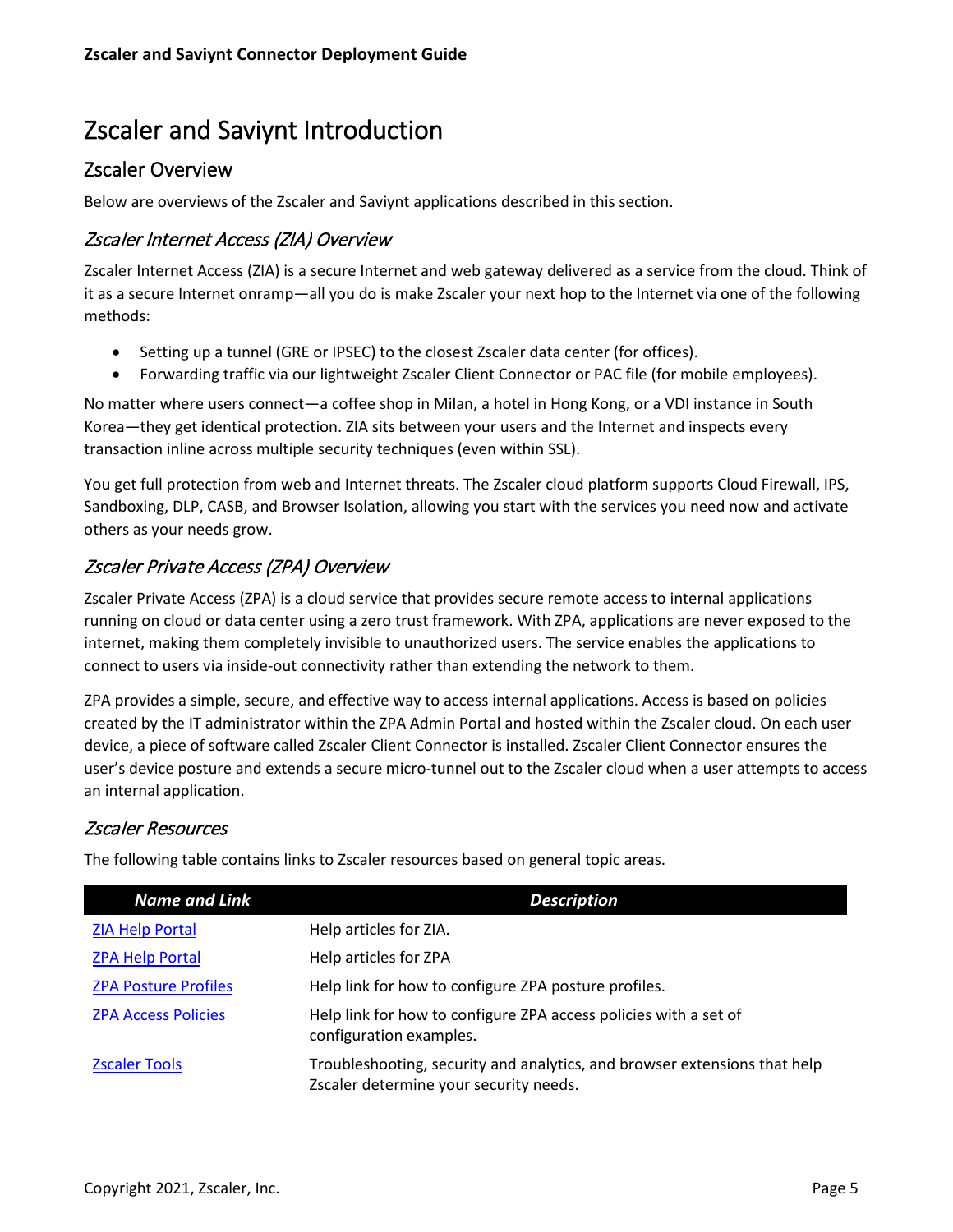# Zscaler and Saviynt Introduction

## Zscaler Overview

Below are overviews of the Zscaler and Saviynt applications described in this section.

### *Zscaler Internet Access (ZIA) Overview*

Zscaler Internet Access (ZIA) is a secure Internet and web gateway delivered as a service from the cloud. Think of it as a secure Internet onramp—all you do is make Zscaler your next hop to the Internet via one of the following methods:

- Setting up a tunnel (GRE or IPSEC) to the closest Zscaler data center (for offices).
- Forwarding traffic via our lightweight Zscaler Client Connector or PAC file (for mobile employees).

No matter where users connect—a coffee shop in Milan, a hotel in Hong Kong, or a VDI instance in South Korea—they get identical protection. ZIA sits between your users and the Internet and inspects every transaction inline across multiple security techniques (even within SSL).

You get full protection from web and Internet threats. The Zscaler cloud platform supports Cloud Firewall, IPS, Sandboxing, DLP, CASB, and Browser Isolation, allowing you start with the services you need now and activate others as your needs grow.

### *Zscaler Private Access (ZPA) Overview*

Zscaler Private Access (ZPA) is a cloud service that provides secure remote access to internal applications running on cloud or data center using a zero trust framework. With ZPA, applications are never exposed to the internet, making them completely invisible to unauthorized users. The service enables the applications to connect to users via inside-out connectivity rather than extending the network to them.

ZPA provides a simple, secure, and effective way to access internal applications. Access is based on policies created by the IT administrator within the ZPA Admin Portal and hosted within the Zscaler cloud. On each user device, a piece of software called Zscaler Client Connector is installed. Zscaler Client Connector ensures the user's device posture and extends a secure micro-tunnel out to the Zscaler cloud when a user attempts to access an internal application.

### *Zscaler Resources*

The following table contains links to Zscaler resources based on general topic areas.

| ***Name and Link*** | ***Description*** |
| --- | --- |
| ZIA Help Portal | Help articles for ZIA. |
| ZPA Help Portal | Help articles for ZPA |
| ZPA Posture Profiles | Help link for how to configure ZPA posture profiles. |
| ZPA Access Policies | Help link for how to configure ZPA access policies with a set of configuration examples. |
| Zscaler Tools | Troubleshooting, security and analytics, and browser extensions that help Zscaler determine your security needs. |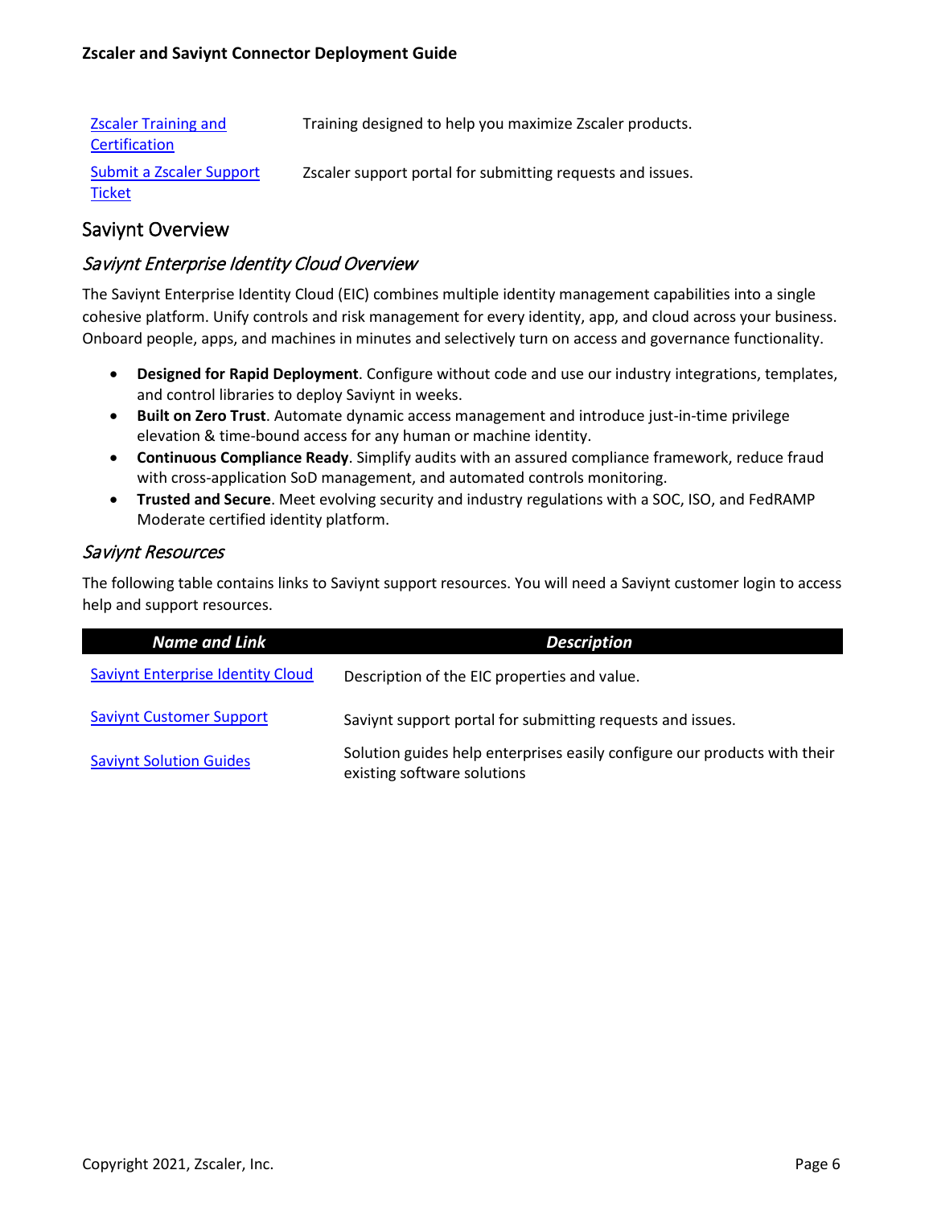| | |
|---|---|
| [Zscaler Training and Certification]() | Training designed to help you maximize Zscaler products. |
| [Submit a Zscaler Support Ticket]() | Zscaler support portal for submitting requests and issues. |

## Saviynt Overview

### *Saviynt Enterprise Identity Cloud Overview*

The Saviynt Enterprise Identity Cloud (EIC) combines multiple identity management capabilities into a single cohesive platform. Unify controls and risk management for every identity, app, and cloud across your business. Onboard people, apps, and machines in minutes and selectively turn on access and governance functionality.

- **Designed for Rapid Deployment**. Configure without code and use our industry integrations, templates, and control libraries to deploy Saviynt in weeks.
- **Built on Zero Trust**. Automate dynamic access management and introduce just-in-time privilege elevation & time-bound access for any human or machine identity.
- **Continuous Compliance Ready**. Simplify audits with an assured compliance framework, reduce fraud with cross-application SoD management, and automated controls monitoring.
- **Trusted and Secure**. Meet evolving security and industry regulations with a SOC, ISO, and FedRAMP Moderate certified identity platform.

### *Saviynt Resources*

The following table contains links to Saviynt support resources. You will need a Saviynt customer login to access help and support resources.

| *Name and Link* | *Description* |
|---|---|
| [Saviynt Enterprise Identity Cloud]() | Description of the EIC properties and value. |
| [Saviynt Customer Support]() | Saviynt support portal for submitting requests and issues. |
| [Saviynt Solution Guides]() | Solution guides help enterprises easily configure our products with their existing software solutions |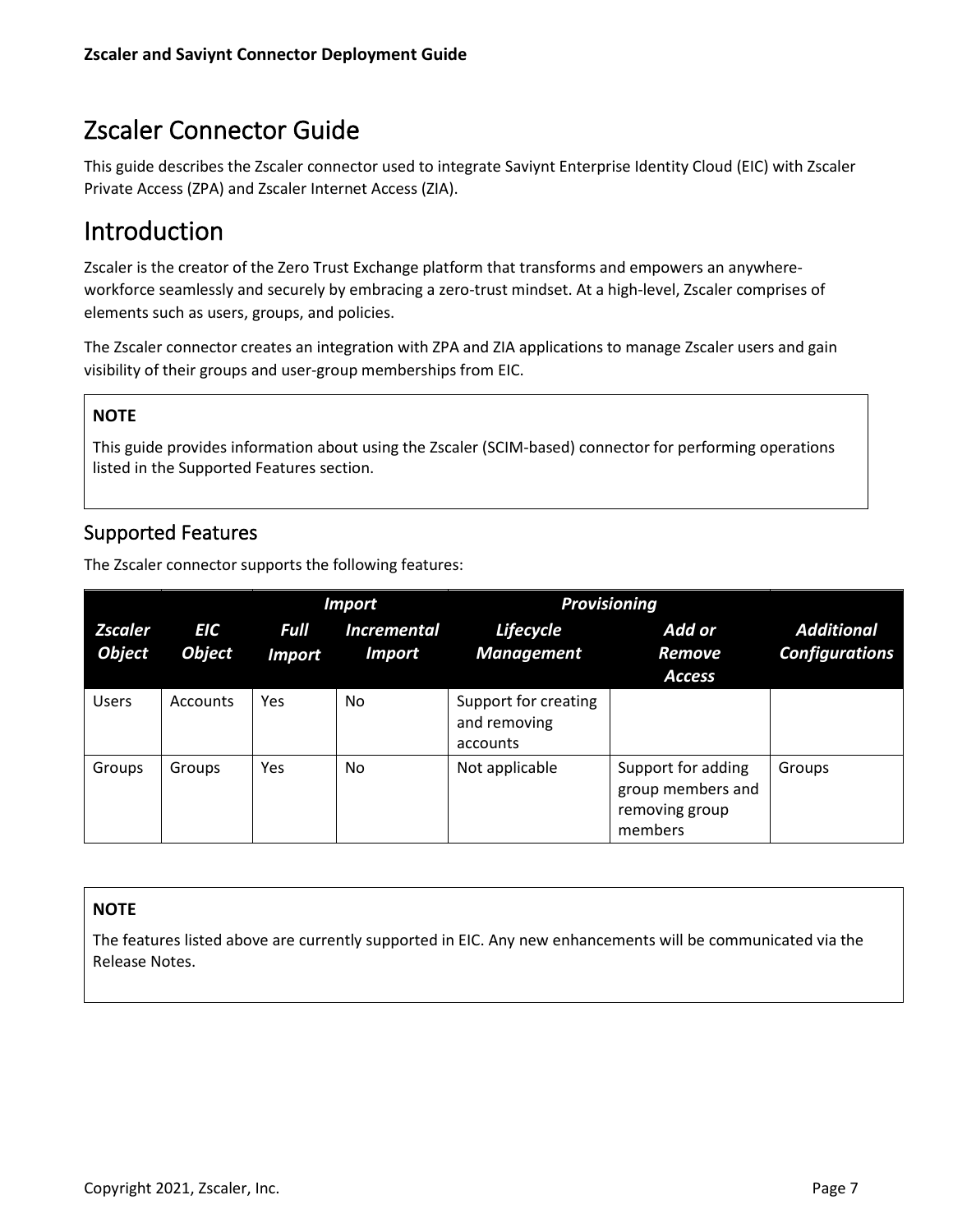# Zscaler Connector Guide

This guide describes the Zscaler connector used to integrate Saviynt Enterprise Identity Cloud (EIC) with Zscaler Private Access (ZPA) and Zscaler Internet Access (ZIA).

# Introduction

Zscaler is the creator of the Zero Trust Exchange platform that transforms and empowers an anywhere-workforce seamlessly and securely by embracing a zero-trust mindset. At a high-level, Zscaler comprises of elements such as users, groups, and policies.

The Zscaler connector creates an integration with ZPA and ZIA applications to manage Zscaler users and gain visibility of their groups and user-group memberships from EIC.

> **NOTE**
>
> This guide provides information about using the Zscaler (SCIM-based) connector for performing operations listed in the Supported Features section.

## Supported Features

The Zscaler connector supports the following features:

| | | ***Import*** | | ***Provisioning*** | | |
|---|---|---|---|---|---|---|
| ***Zscaler Object*** | ***EIC Object*** | ***Full Import*** | ***Incremental Import*** | ***Lifecycle Management*** | ***Add or Remove Access*** | ***Additional Configurations*** |
| Users | Accounts | Yes | No | Support for creating and removing accounts | | |
| Groups | Groups | Yes | No | Not applicable | Support for adding group members and removing group members | Groups |

> **NOTE**
>
> The features listed above are currently supported in EIC. Any new enhancements will be communicated via the Release Notes.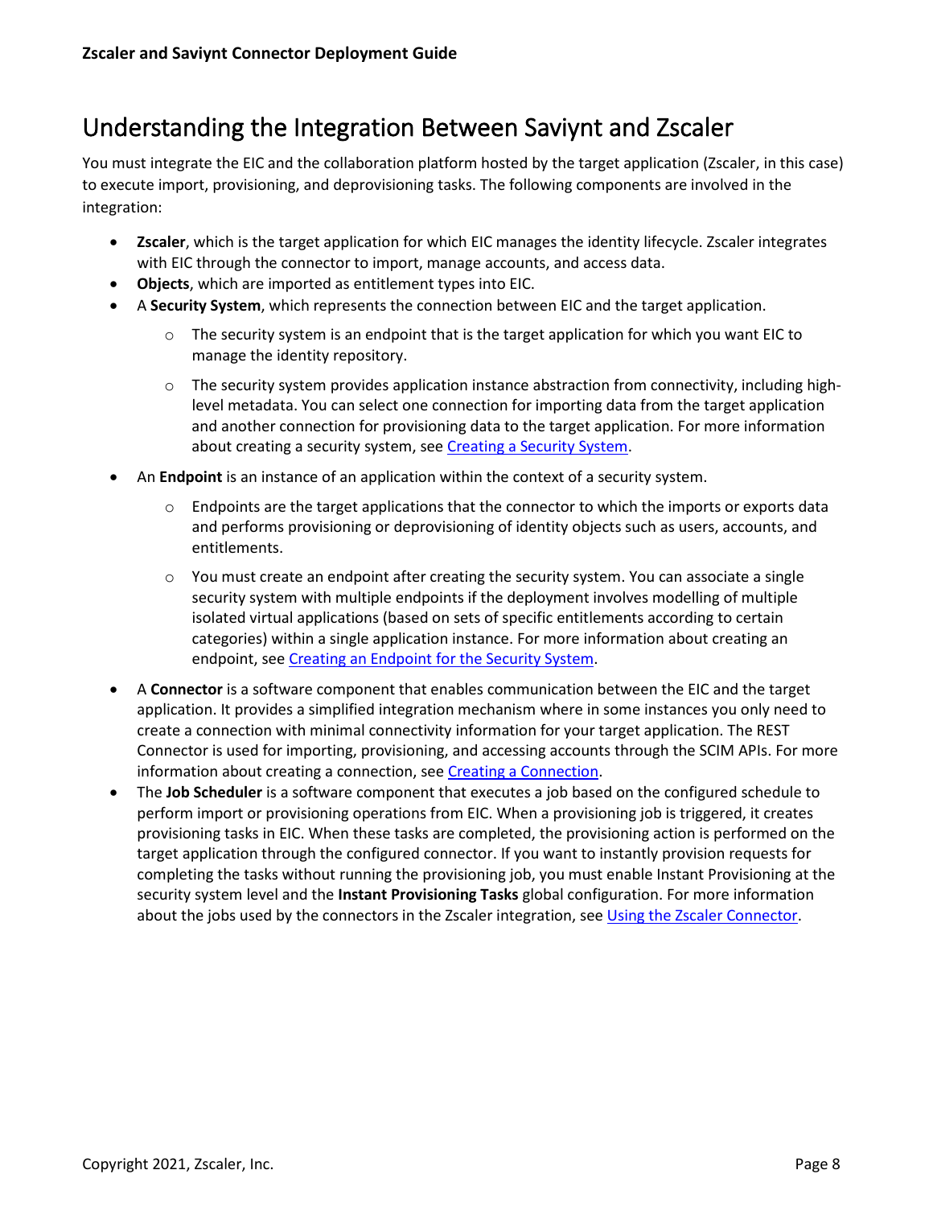# Understanding the Integration Between Saviynt and Zscaler

You must integrate the EIC and the collaboration platform hosted by the target application (Zscaler, in this case) to execute import, provisioning, and deprovisioning tasks. The following components are involved in the integration:

- **Zscaler**, which is the target application for which EIC manages the identity lifecycle. Zscaler integrates with EIC through the connector to import, manage accounts, and access data.
- **Objects**, which are imported as entitlement types into EIC.
- A **Security System**, which represents the connection between EIC and the target application.
  - The security system is an endpoint that is the target application for which you want EIC to manage the identity repository.
  - The security system provides application instance abstraction from connectivity, including high-level metadata. You can select one connection for importing data from the target application and another connection for provisioning data to the target application. For more information about creating a security system, see [Creating a Security System](#).
- An **Endpoint** is an instance of an application within the context of a security system.
  - Endpoints are the target applications that the connector to which the imports or exports data and performs provisioning or deprovisioning of identity objects such as users, accounts, and entitlements.
  - You must create an endpoint after creating the security system. You can associate a single security system with multiple endpoints if the deployment involves modelling of multiple isolated virtual applications (based on sets of specific entitlements according to certain categories) within a single application instance. For more information about creating an endpoint, see [Creating an Endpoint for the Security System](#).
- A **Connector** is a software component that enables communication between the EIC and the target application. It provides a simplified integration mechanism where in some instances you only need to create a connection with minimal connectivity information for your target application. The REST Connector is used for importing, provisioning, and accessing accounts through the SCIM APIs. For more information about creating a connection, see [Creating a Connection](#).
- The **Job Scheduler** is a software component that executes a job based on the configured schedule to perform import or provisioning operations from EIC. When a provisioning job is triggered, it creates provisioning tasks in EIC. When these tasks are completed, the provisioning action is performed on the target application through the configured connector. If you want to instantly provision requests for completing the tasks without running the provisioning job, you must enable Instant Provisioning at the security system level and the **Instant Provisioning Tasks** global configuration. For more information about the jobs used by the connectors in the Zscaler integration, see [Using the Zscaler Connector](#).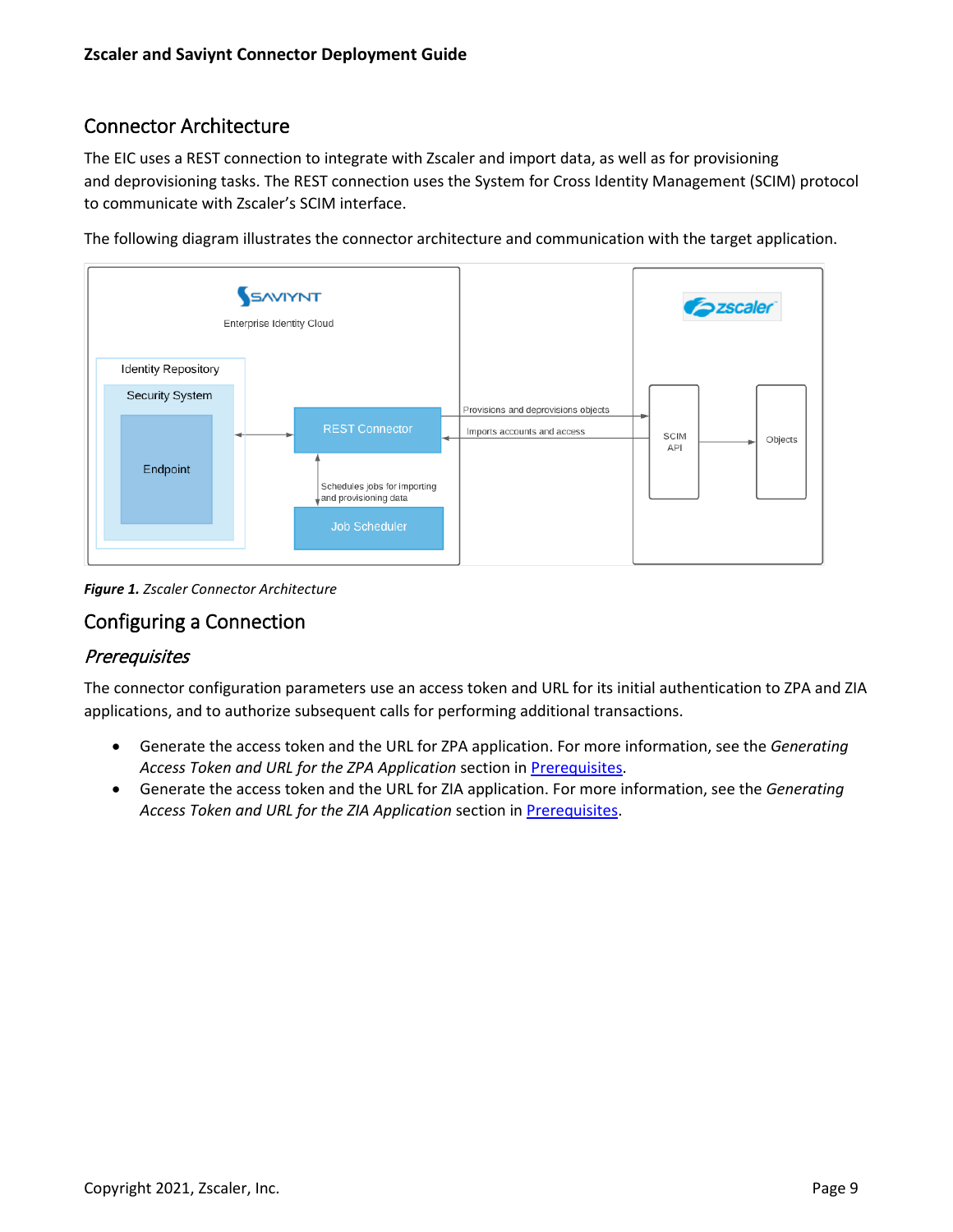## Connector Architecture

The EIC uses a REST connection to integrate with Zscaler and import data, as well as for provisioning and deprovisioning tasks. The REST connection uses the System for Cross Identity Management (SCIM) protocol to communicate with Zscaler's SCIM interface.

The following diagram illustrates the connector architecture and communication with the target application.

***Figure 1.*** *Zscaler Connector Architecture*

## Configuring a Connection

### *Prerequisites*

The connector configuration parameters use an access token and URL for its initial authentication to ZPA and ZIA applications, and to authorize subsequent calls for performing additional transactions.

- Generate the access token and the URL for ZPA application. For more information, see the *Generating Access Token and URL for the ZPA Application* section in Prerequisites.
- Generate the access token and the URL for ZIA application. For more information, see the *Generating Access Token and URL for the ZIA Application* section in Prerequisites.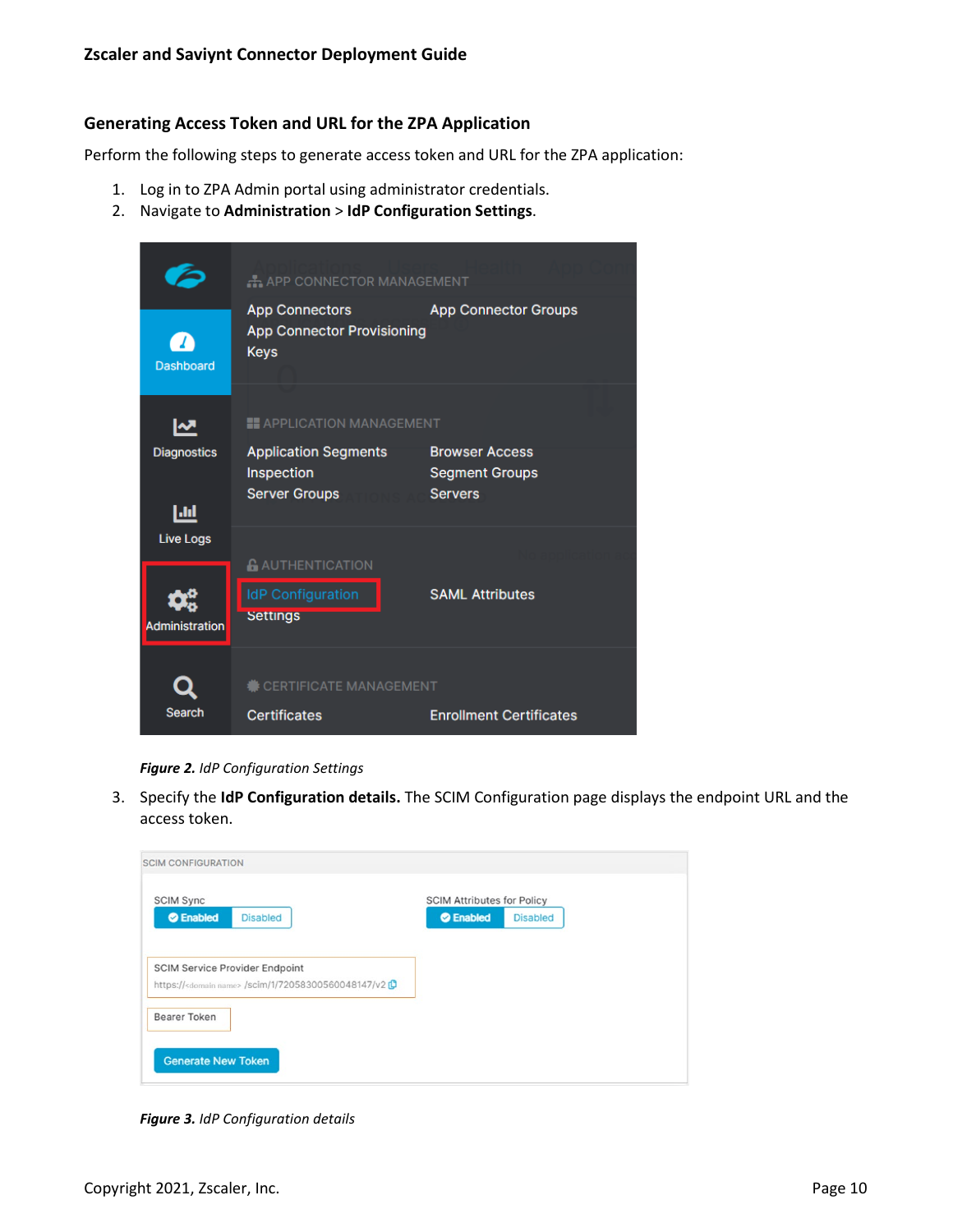### Generating Access Token and URL for the ZPA Application

Perform the following steps to generate access token and URL for the ZPA application:

1. Log in to ZPA Admin portal using administrator credentials.
2. Navigate to **Administration** > **IdP Configuration Settings**.

*Figure 2.* *IdP Configuration Settings*

3. Specify the **IdP Configuration details.** The SCIM Configuration page displays the endpoint URL and the access token.

*Figure 3.* *IdP Configuration details*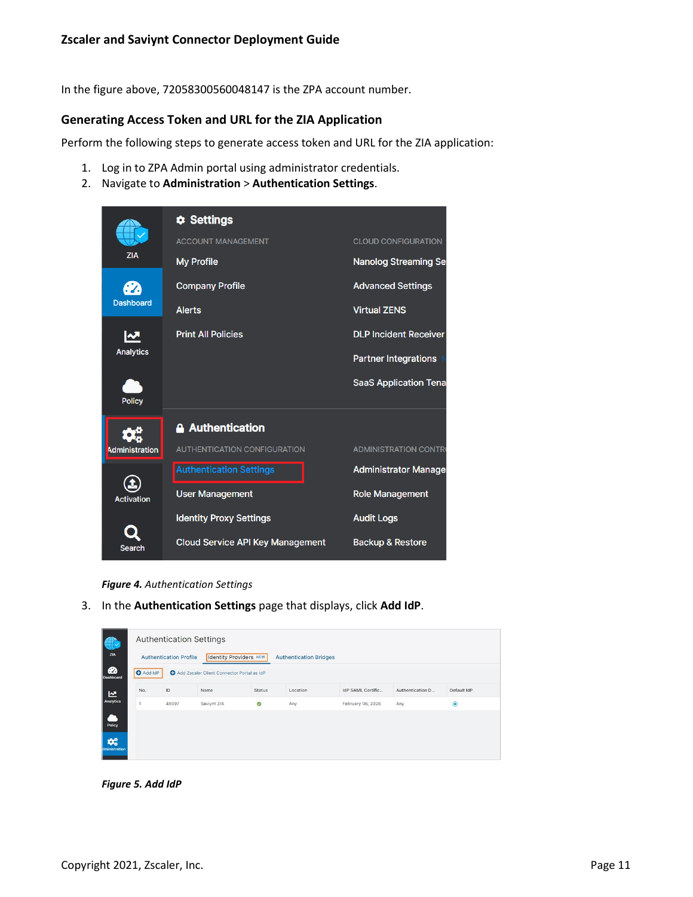In the figure above, 72058300560048147 is the ZPA account number.

## Generating Access Token and URL for the ZIA Application

Perform the following steps to generate access token and URL for the ZIA application:

1. Log in to ZPA Admin portal using administrator credentials.
2. Navigate to **Administration** > **Authentication Settings**.

***Figure 4.*** *Authentication Settings*

3. In the **Authentication Settings** page that displays, click **Add IdP**.

***Figure 5. Add IdP***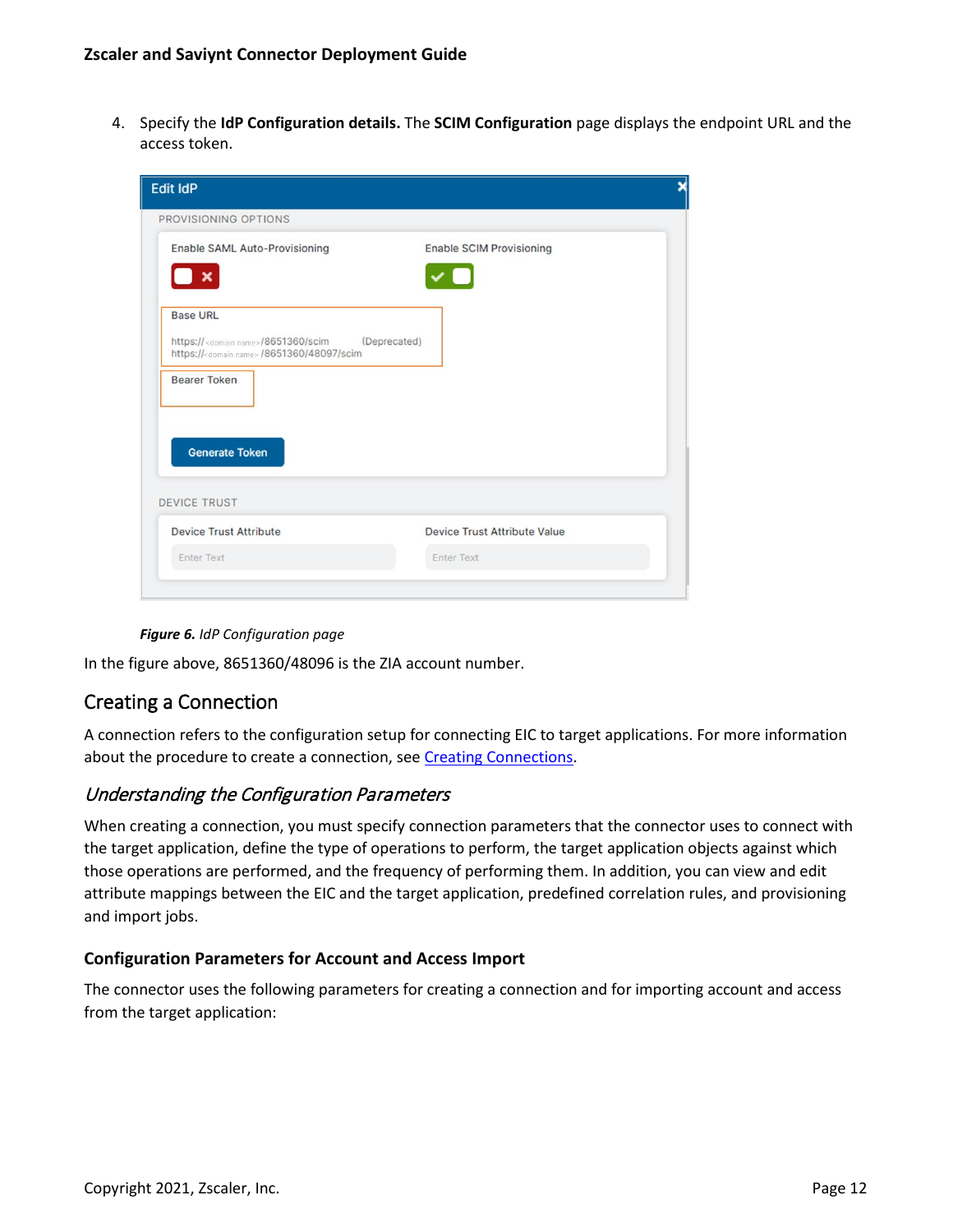4. Specify the **IdP Configuration details.** The **SCIM Configuration** page displays the endpoint URL and the access token.

*Figure 6.* IdP Configuration page

In the figure above, 8651360/48096 is the ZIA account number.

## Creating a Connection

A connection refers to the configuration setup for connecting EIC to target applications. For more information about the procedure to create a connection, see [Creating Connections](Creating Connections).

### *Understanding the Configuration Parameters*

When creating a connection, you must specify connection parameters that the connector uses to connect with the target application, define the type of operations to perform, the target application objects against which those operations are performed, and the frequency of performing them. In addition, you can view and edit attribute mappings between the EIC and the target application, predefined correlation rules, and provisioning and import jobs.

#### Configuration Parameters for Account and Access Import

The connector uses the following parameters for creating a connection and for importing account and access from the target application: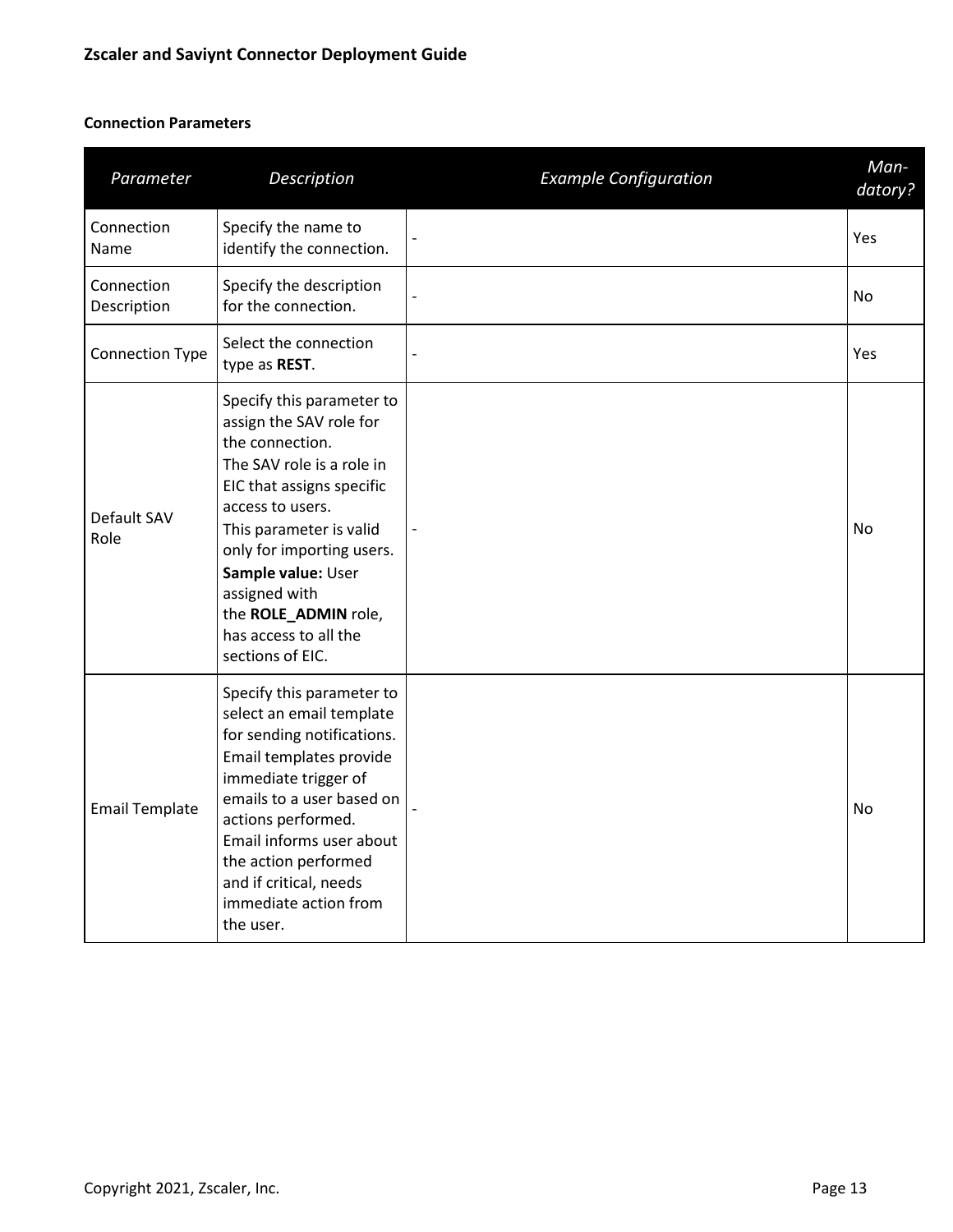**Connection Parameters**

| *Parameter* | *Description* | *Example Configuration* | *Man-datory?* |
|---|---|---|---|
| Connection Name | Specify the name to identify the connection. | - | Yes |
| Connection Description | Specify the description for the connection. | - | No |
| Connection Type | Select the connection type as **REST**. | - | Yes |
| Default SAV Role | Specify this parameter to assign the SAV role for the connection. The SAV role is a role in EIC that assigns specific access to users. This parameter is valid only for importing users. **Sample value:** User assigned with the **ROLE_ADMIN** role, has access to all the sections of EIC. | - | No |
| Email Template | Specify this parameter to select an email template for sending notifications. Email templates provide immediate trigger of emails to a user based on actions performed. Email informs user about the action performed and if critical, needs immediate action from the user. | - | No |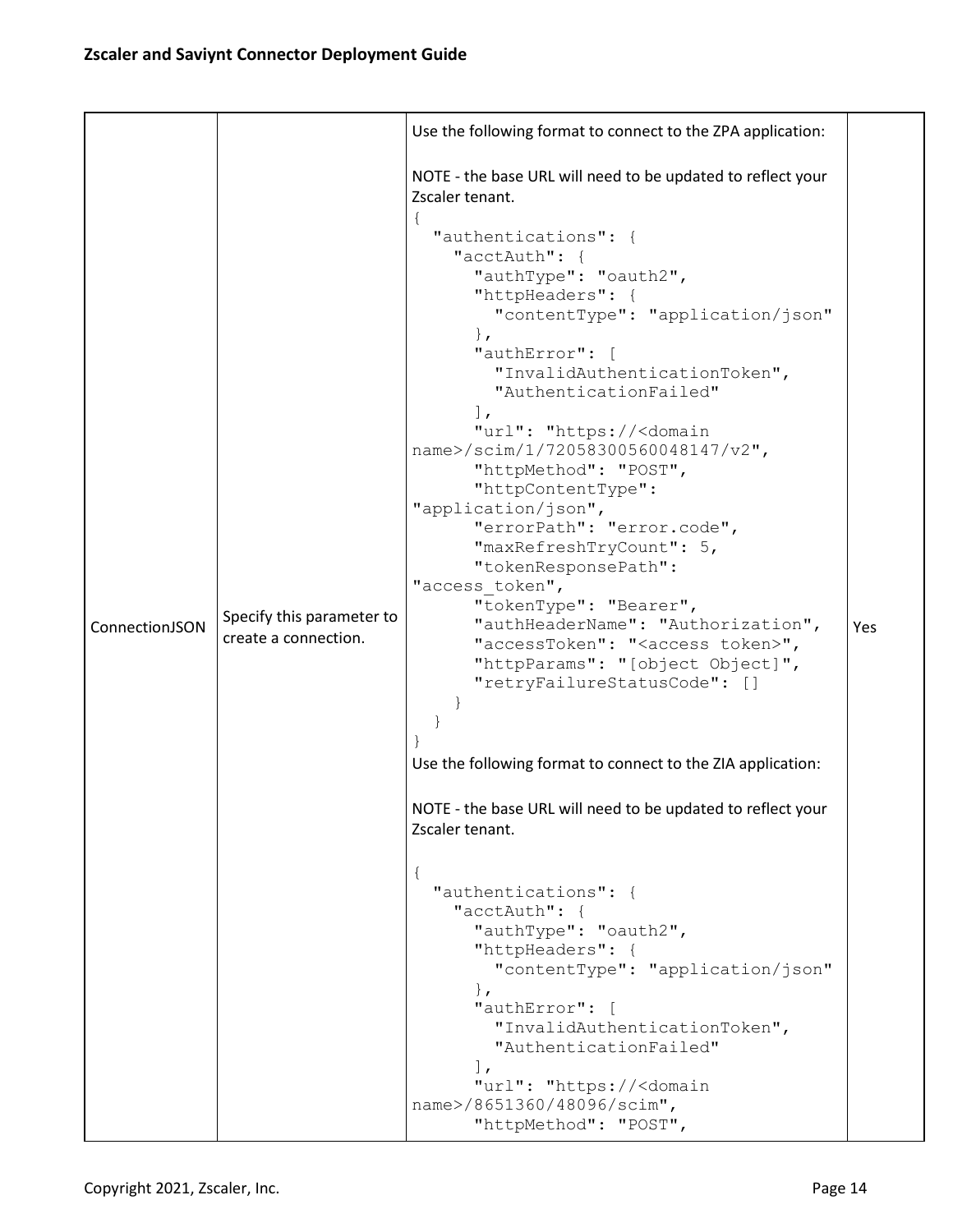| ConnectionJSON | Specify this parameter to create a connection. | Use the following format to connect to the ZPA application:<br><br>NOTE - the base URL will need to be updated to reflect your Zscaler tenant.<br>`{`<br>`  "authentications": {`<br>`    "acctAuth": {`<br>`      "authType": "oauth2",`<br>`      "httpHeaders": {`<br>`        "contentType": "application/json"`<br>`      },`<br>`      "authError": [`<br>`        "InvalidAuthenticationToken",`<br>`        "AuthenticationFailed"`<br>`      ],`<br>`      "url": "https://<domain name>/scim/1/72058300560048147/v2",`<br>`      "httpMethod": "POST",`<br>`      "httpContentType": "application/json",`<br>`      "errorPath": "error.code",`<br>`      "maxRefreshTryCount": 5,`<br>`      "tokenResponsePath": "access_token",`<br>`      "tokenType": "Bearer",`<br>`      "authHeaderName": "Authorization",`<br>`      "accessToken": "<access token>",`<br>`      "httpParams": "[object Object]",`<br>`      "retryFailureStatusCode": []`<br>`    }`<br>`  }`<br>`}`<br>Use the following format to connect to the ZIA application:<br><br>NOTE - the base URL will need to be updated to reflect your Zscaler tenant.<br><br>`{`<br>`  "authentications": {`<br>`    "acctAuth": {`<br>`      "authType": "oauth2",`<br>`      "httpHeaders": {`<br>`        "contentType": "application/json"`<br>`      },`<br>`      "authError": [`<br>`        "InvalidAuthenticationToken",`<br>`        "AuthenticationFailed"`<br>`      ],`<br>`      "url": "https://<domain name>/8651360/48096/scim",`<br>`      "httpMethod": "POST",` | Yes |
|---|---|---|---|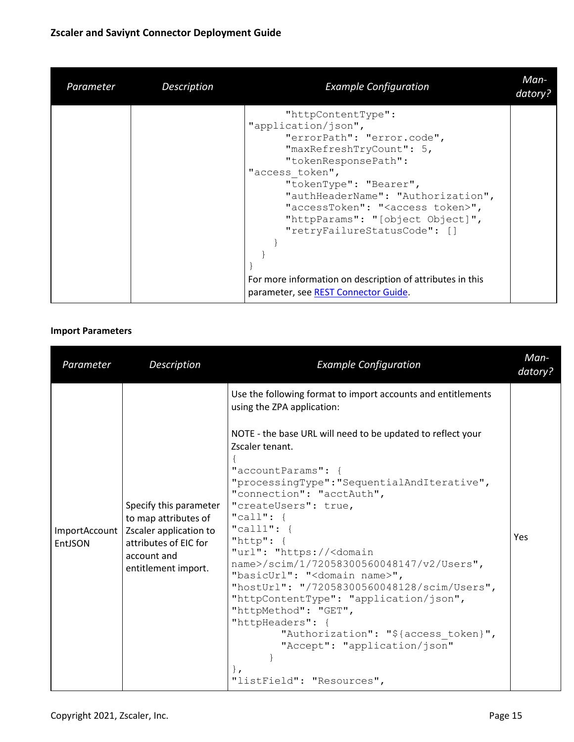| Parameter | Description | Example Configuration | Man-datory? |
|---|---|---|---|
| | | "httpContentType": "application/json",<br>"errorPath": "error.code",<br>"maxRefreshTryCount": 5,<br>"tokenResponsePath": "access_token",<br>"tokenType": "Bearer",<br>"authHeaderName": "Authorization",<br>"accessToken": "<access token>",<br>"httpParams": "[object Object]",<br>"retryFailureStatusCode": []<br>}<br>}<br>}<br>For more information on description of attributes in this parameter, see REST Connector Guide. | |

**Import Parameters**

| Parameter | Description | Example Configuration | Man-datory? |
|---|---|---|---|
| ImportAccount EntJSON | Specify this parameter to map attributes of Zscaler application to attributes of EIC for account and entitlement import. | Use the following format to import accounts and entitlements using the ZPA application:<br><br>NOTE - the base URL will need to be updated to reflect your Zscaler tenant.<br>{<br>"accountParams": {<br>"processingType":"SequentialAndIterative",<br>"connection": "acctAuth",<br>"createUsers": true,<br>"call": {<br>"call1": {<br>"http": {<br>"url": "https://<domain name>/scim/1/72058300560048147/v2/Users",<br>"basicUrl": "<domain name>",<br>"hostUrl": "/72058300560048128/scim/Users",<br>"httpContentType": "application/json",<br>"httpMethod": "GET",<br>"httpHeaders": {<br>"Authorization": "${access_token}",<br>"Accept": "application/json"<br>}<br>},<br>"listField": "Resources", | Yes |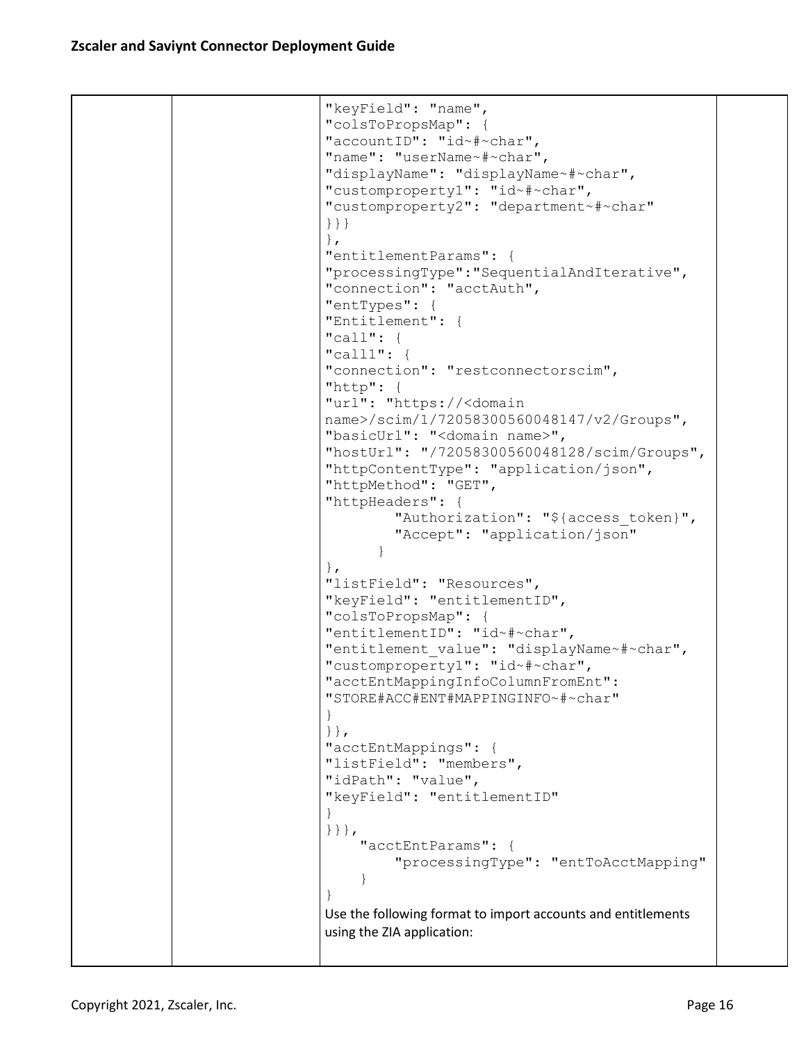| | | ```<br>"keyField": "name",<br>"colsToPropsMap": {<br>"accountID": "id~#~char",<br>"name": "userName~#~char",<br>"displayName": "displayName~#~char",<br>"customproperty1": "id~#~char",<br>"customproperty2": "department~#~char"<br>}}}<br>},<br>"entitlementParams": {<br>"processingType":"SequentialAndIterative",<br>"connection": "acctAuth",<br>"entTypes": {<br>"Entitlement": {<br>"call": {<br>"call1": {<br>"connection": "restconnectorscim",<br>"http": {<br>"url": "https://<domain name>/scim/1/72058300560048147/v2/Groups",<br>"basicUrl": "<domain name>",<br>"hostUrl": "/72058300560048128/scim/Groups",<br>"httpContentType": "application/json",<br>"httpMethod": "GET",<br>"httpHeaders": {<br>        "Authorization": "${access_token}",<br>        "Accept": "application/json"<br>      }<br>},<br>"listField": "Resources",<br>"keyField": "entitlementID",<br>"colsToPropsMap": {<br>"entitlementID": "id~#~char",<br>"entitlement_value": "displayName~#~char",<br>"customproperty1": "id~#~char",<br>"acctEntMappingInfoColumnFromEnt":<br>"STORE#ACC#ENT#MAPPINGINFO~#~char"<br>}<br>}},<br>"acctEntMappings": {<br>"listField": "members",<br>"idPath": "value",<br>"keyField": "entitlementID"<br>}<br>}}},<br>    "acctEntParams": {<br>        "processingType": "entToAcctMapping"<br>    }<br>}<br>```<br>Use the following format to import accounts and entitlements using the ZIA application: | |
|---|---|---|---|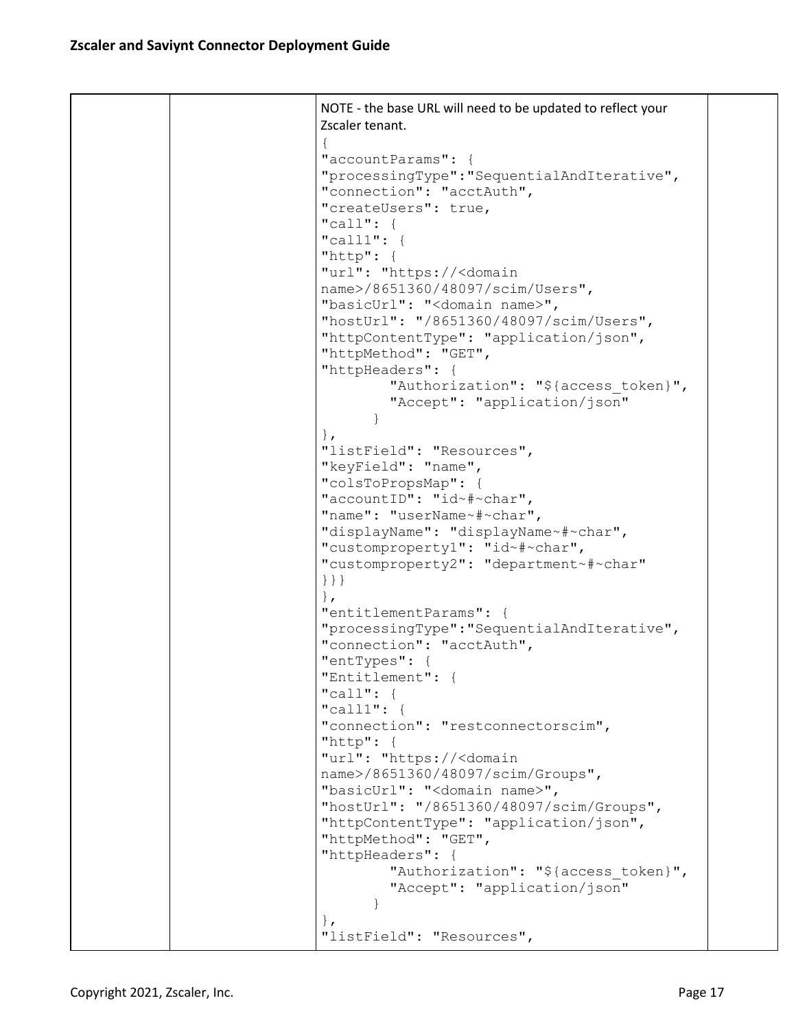| | | NOTE - the base URL will need to be updated to reflect your Zscaler tenant.<br>```<br>{<br>"accountParams": {<br>"processingType":"SequentialAndIterative",<br>"connection": "acctAuth",<br>"createUsers": true,<br>"call": {<br>"call1": {<br>"http": {<br>"url": "https://<domain name>/8651360/48097/scim/Users",<br>"basicUrl": "<domain name>",<br>"hostUrl": "/8651360/48097/scim/Users",<br>"httpContentType": "application/json",<br>"httpMethod": "GET",<br>"httpHeaders": {<br>        "Authorization": "${access_token}",<br>        "Accept": "application/json"<br>      }<br>},<br>"listField": "Resources",<br>"keyField": "name",<br>"colsToPropsMap": {<br>"accountID": "id~#~char",<br>"name": "userName~#~char",<br>"displayName": "displayName~#~char",<br>"customproperty1": "id~#~char",<br>"customproperty2": "department~#~char"<br>}}}<br>},<br>"entitlementParams": {<br>"processingType":"SequentialAndIterative",<br>"connection": "acctAuth",<br>"entTypes": {<br>"Entitlement": {<br>"call": {<br>"call1": {<br>"connection": "restconnectorscim",<br>"http": {<br>"url": "https://<domain name>/8651360/48097/scim/Groups",<br>"basicUrl": "<domain name>",<br>"hostUrl": "/8651360/48097/scim/Groups",<br>"httpContentType": "application/json",<br>"httpMethod": "GET",<br>"httpHeaders": {<br>        "Authorization": "${access_token}",<br>        "Accept": "application/json"<br>      }<br>},<br>"listField": "Resources",<br>``` | |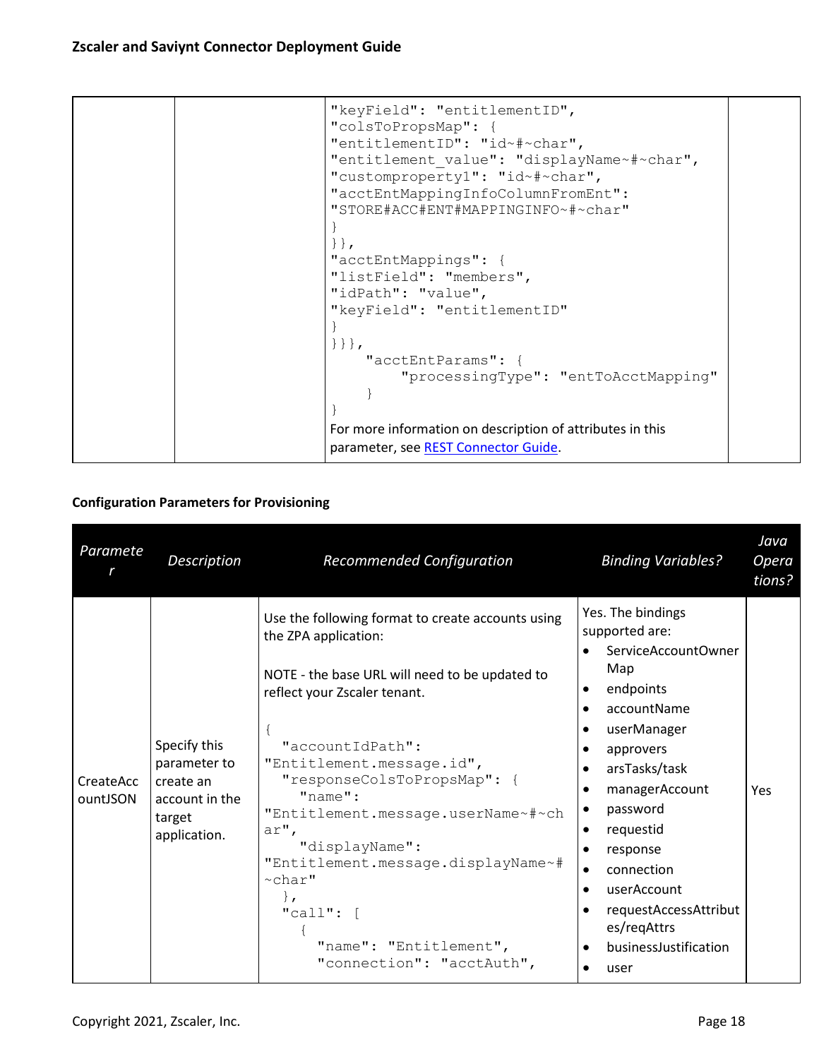| | | "keyField": "entitlementID",<br>"colsToPropsMap": {<br>"entitlementID": "id~#~char",<br>"entitlement_value": "displayName~#~char",<br>"customproperty1": "id~#~char",<br>"acctEntMappingInfoColumnFromEnt":<br>"STORE#ACC#ENT#MAPPINGINFO~#~char"<br>}<br>}},<br>"acctEntMappings": {<br>"listField": "members",<br>"idPath": "value",<br>"keyField": "entitlementID"<br>}<br>}}},<br>"acctEntParams": {<br>"processingType": "entToAcctMapping"<br>}<br>}<br>For more information on description of attributes in this parameter, see REST Connector Guide. | |
|---|---|---|---|

**Configuration Parameters for Provisioning**

| *Parameter* | *Description* | *Recommended Configuration* | *Binding Variables?* | *Java Operations?* |
|---|---|---|---|---|
| CreateAccountJSON | Specify this parameter to create an account in the target application. | Use the following format to create accounts using the ZPA application:<br><br>NOTE - the base URL will need to be updated to reflect your Zscaler tenant.<br><br>{<br>"accountIdPath":<br>"Entitlement.message.id",<br>"responseColsToPropsMap": {<br>"name":<br>"Entitlement.message.userName~#~char",<br>"displayName":<br>"Entitlement.message.displayName~#~char"<br>},<br>"call": [<br>{<br>"name": "Entitlement",<br>"connection": "acctAuth", | Yes. The bindings supported are:<br>• ServiceAccountOwnerMap<br>• endpoints<br>• accountName<br>• userManager<br>• approvers<br>• arsTasks/task<br>• managerAccount<br>• password<br>• requestid<br>• response<br>• connection<br>• userAccount<br>• requestAccessAttributes/reqAttrs<br>• businessJustification<br>• user | Yes |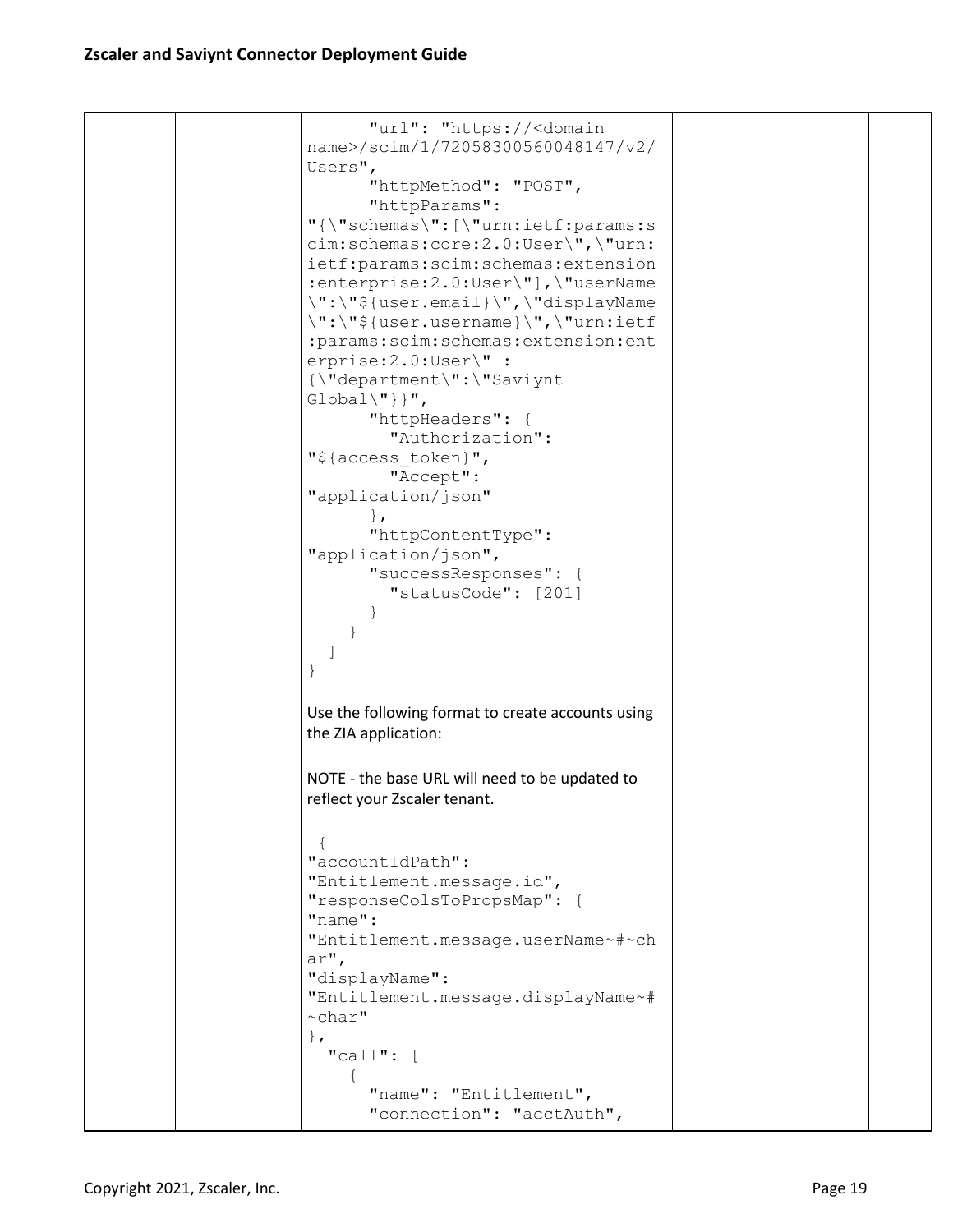| | | ```
      "url": "https://<domain name>/scim/1/72058300560048147/v2/Users",
      "httpMethod": "POST",
      "httpParams": "{\"schemas\":[\"urn:ietf:params:scim:schemas:core:2.0:User\",\"urn:ietf:params:scim:schemas:extension:enterprise:2.0:User\"],\"userName\":\"${user.email}\",\"displayName\":\"${user.username}\",\"urn:ietf:params:scim:schemas:extension:enterprise:2.0:User\" : {\"department\":\"Saviynt Global\"}}",
      "httpHeaders": {
        "Authorization": "${access_token}",
        "Accept": "application/json"
      },
      "httpContentType": "application/json",
      "successResponses": {
        "statusCode": [201]
      }
    }
  ]
}
```<br><br>Use the following format to create accounts using the ZIA application:<br><br>NOTE - the base URL will need to be updated to reflect your Zscaler tenant.<br><br>```
 {
"accountIdPath": "Entitlement.message.id",
"responseColsToPropsMap": {
"name": "Entitlement.message.userName~#~char",
"displayName": "Entitlement.message.displayName~#~char"
},
  "call": [
    {
      "name": "Entitlement",
      "connection": "acctAuth",
``` | | |
|---|---|---|---|---|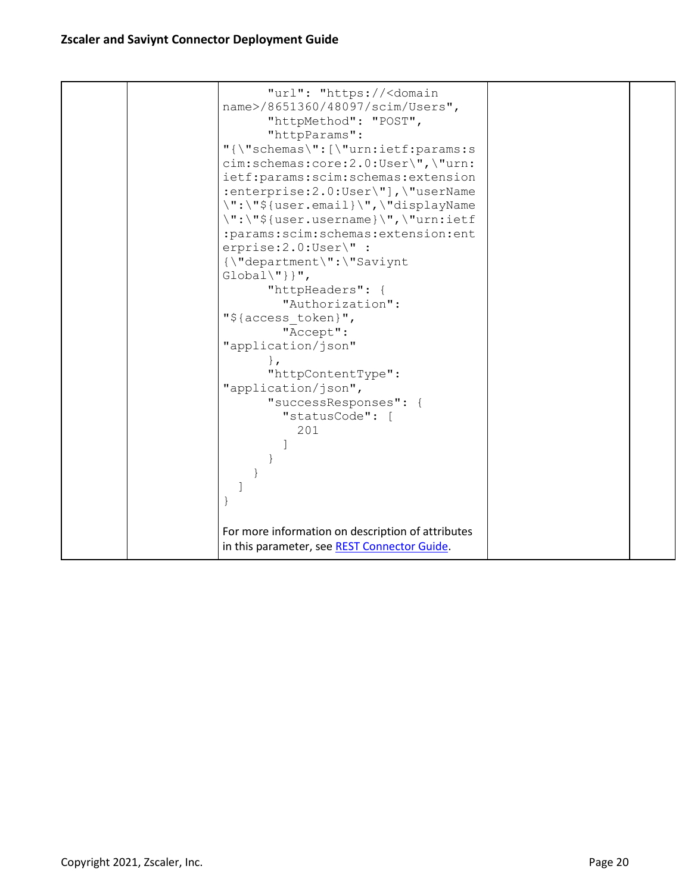| | | ```"url": "https://<domain name>/8651360/48097/scim/Users",<br>"httpMethod": "POST",<br>"httpParams": "{\"schemas\":[\"urn:ietf:params:scim:schemas:core:2.0:User\",\"urn:ietf:params:scim:schemas:extension:enterprise:2.0:User\"],\"userName\":\"${user.email}\",\"displayName\":\"${user.username}\",\"urn:ietf:params:scim:schemas:extension:enterprise:2.0:User\" : {\"department\":\"Saviynt Global\"}}",<br>"httpHeaders": {<br>"Authorization": "${access_token}",<br>"Accept": "application/json"<br>},<br>"httpContentType": "application/json",<br>"successResponses": {<br>"statusCode": [<br>201<br>]<br>}<br>}<br>]<br>}```<br><br>For more information on description of attributes in this parameter, see REST Connector Guide. | | |
|---|---|---|---|---|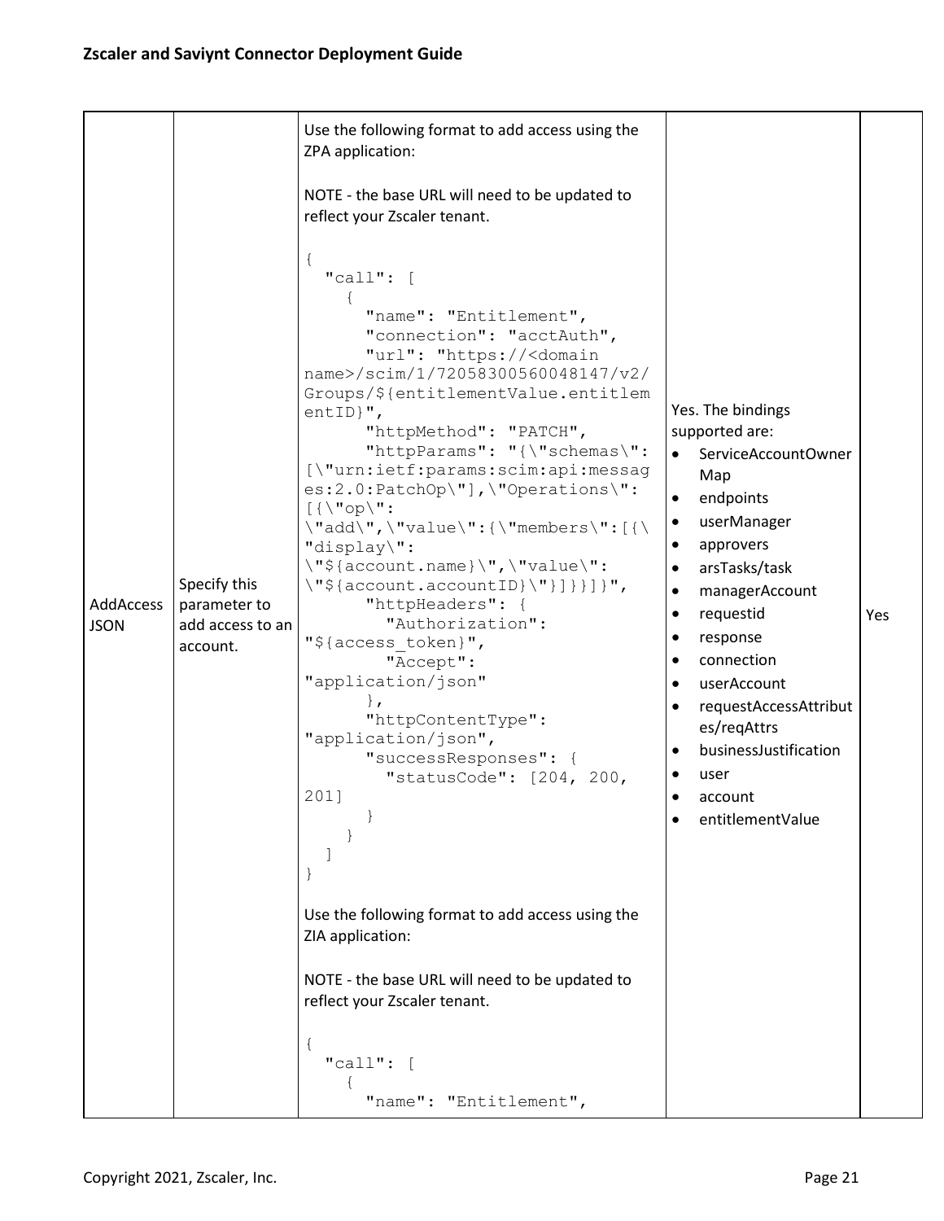| AddAccess JSON | Specify this parameter to add access to an account. | Use the following format to add access using the ZPA application:<br><br>NOTE - the base URL will need to be updated to reflect your Zscaler tenant.<br><br>`{`<br>`  "call": [`<br>`    {`<br>`      "name": "Entitlement",`<br>`      "connection": "acctAuth",`<br>`      "url": "https://<domain name>/scim/1/72058300560048147/v2/Groups/${entitlementValue.entitlementID}",`<br>`      "httpMethod": "PATCH",`<br>`      "httpParams": "{\"schemas\":[\"urn:ietf:params:scim:api:messages:2.0:PatchOp\"],\"Operations\":[{\"op\":\"add\",\"value\":{\"members\":[{\"display\":\"${account.name}\",\"value\":\"${account.accountID}\"}]}}]}",`<br>`      "httpHeaders": {`<br>`        "Authorization": "${access_token}",`<br>`        "Accept": "application/json"`<br>`      },`<br>`      "httpContentType": "application/json",`<br>`      "successResponses": {`<br>`        "statusCode": [204, 200, 201]`<br>`      }`<br>`    }`<br>`  ]`<br>`}`<br><br>Use the following format to add access using the ZIA application:<br><br>NOTE - the base URL will need to be updated to reflect your Zscaler tenant.<br><br>`{`<br>`  "call": [`<br>`    {`<br>`      "name": "Entitlement",` | Yes. The bindings supported are:<br>• ServiceAccountOwnerMap<br>• endpoints<br>• userManager<br>• approvers<br>• arsTasks/task<br>• managerAccount<br>• requestid<br>• response<br>• connection<br>• userAccount<br>• requestAccessAttributes/reqAttrs<br>• businessJustification<br>• user<br>• account<br>• entitlementValue | Yes |
|---|---|---|---|---|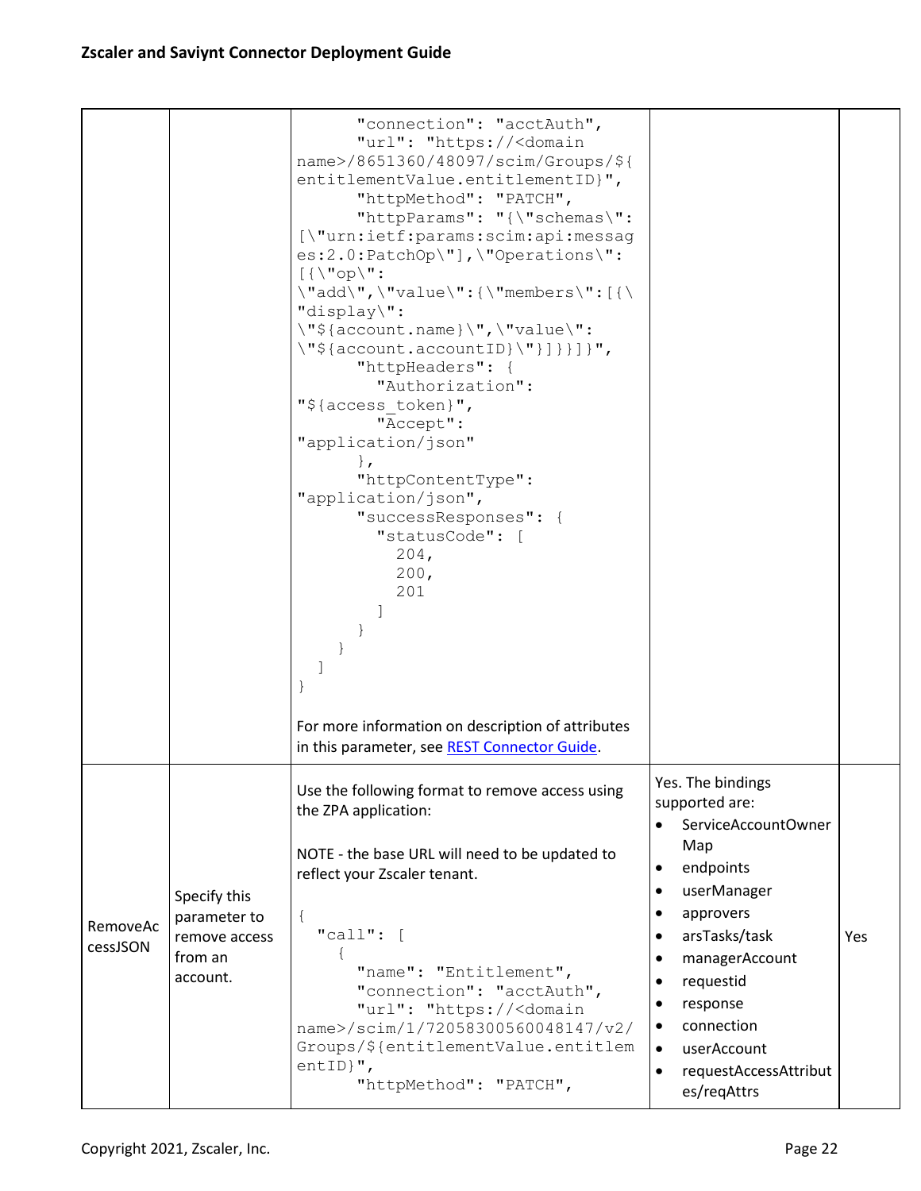| | | "connection": "acctAuth",<br>"url": "https://<domain name>/8651360/48097/scim/Groups/${entitlementValue.entitlementID}",<br>"httpMethod": "PATCH",<br>"httpParams": "{\"schemas\": [\"urn:ietf:params:scim:api:messages:2.0:PatchOp\"],\"Operations\": [{\"op\": \"add\",\"value\":{\"members\":[{\"display\": \"${account.name}\",\"value\": \"${account.accountID}\"}]}}]}",<br>"httpHeaders": {<br>"Authorization": "${access_token}",<br>"Accept": "application/json"<br>},<br>"httpContentType": "application/json",<br>"successResponses": {<br>"statusCode": [<br>204,<br>200,<br>201<br>]<br>}<br>}<br>]<br>}<br><br>For more information on description of attributes in this parameter, see REST Connector Guide. | | |
|---|---|---|---|---|
| RemoveAccessJSON | Specify this parameter to remove access from an account. | Use the following format to remove access using the ZPA application:<br><br>NOTE - the base URL will need to be updated to reflect your Zscaler tenant.<br><br>{<br>"call": [<br>{<br>"name": "Entitlement",<br>"connection": "acctAuth",<br>"url": "https://<domain name>/scim/1/72058300560048147/v2/Groups/${entitlementValue.entitlementID}",<br>"httpMethod": "PATCH", | Yes. The bindings supported are:<br>• ServiceAccountOwnerMap<br>• endpoints<br>• userManager<br>• approvers<br>• arsTasks/task<br>• managerAccount<br>• requestid<br>• response<br>• connection<br>• userAccount<br>• requestAccessAttributes/reqAttrs | Yes |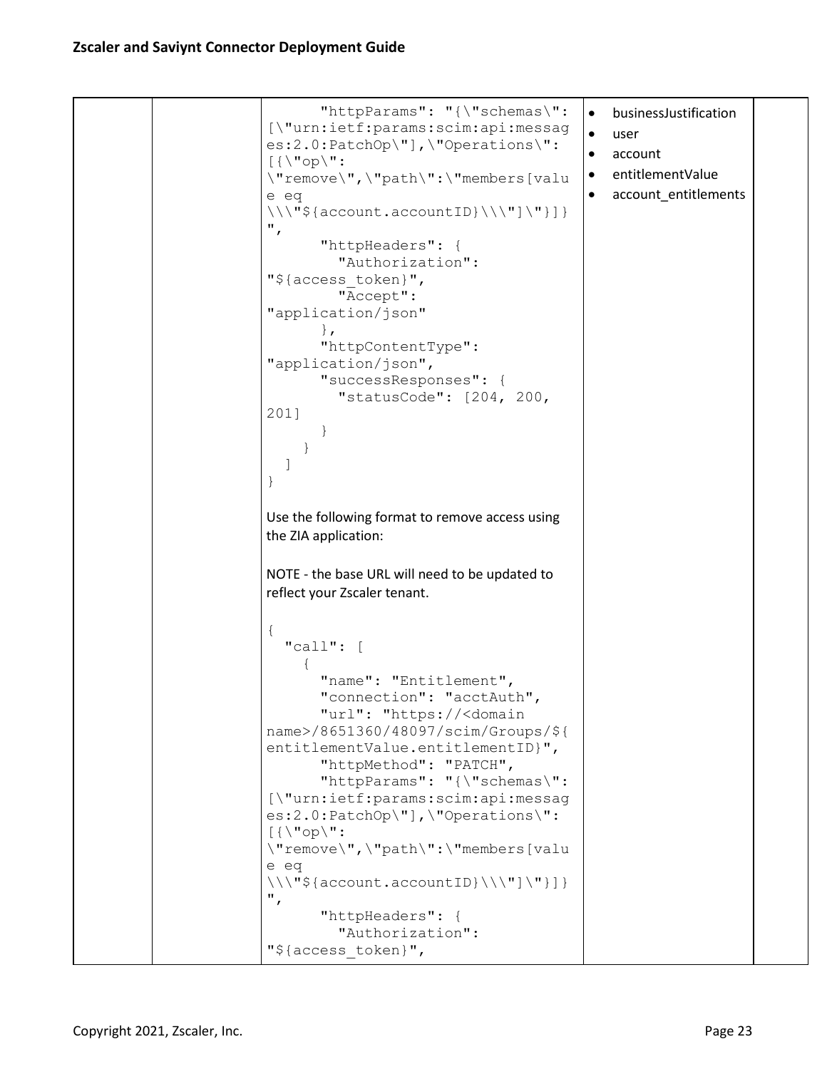| | | "httpParams": "{\"schemas\": [\"urn:ietf:params:scim:api:messages:2.0:PatchOp\"],\"Operations\": [{\"op\": \"remove\",\"path\":\"members[value eq \\\"${account.accountID}\\\"]\"}]}", "httpHeaders": { "Authorization": "${access_token}", "Accept": "application/json" }, "httpContentType": "application/json", "successResponses": { "statusCode": [204, 200, 201] } } ] }<br><br>Use the following format to remove access using the ZIA application:<br><br>NOTE - the base URL will need to be updated to reflect your Zscaler tenant.<br><br>{ "call": [ { "name": "Entitlement", "connection": "acctAuth", "url": "https://<domain name>/8651360/48097/scim/Groups/${entitlementValue.entitlementID}", "httpMethod": "PATCH", "httpParams": "{\"schemas\": [\"urn:ietf:params:scim:api:messages:2.0:PatchOp\"],\"Operations\": [{\"op\": \"remove\",\"path\":\"members[value eq \\\"${account.accountID}\\\"]\"}]}", "httpHeaders": { "Authorization": "${access_token}", | • businessJustification<br>• user<br>• account<br>• entitlementValue<br>• account_entitlements | |
|---|---|---|---|---|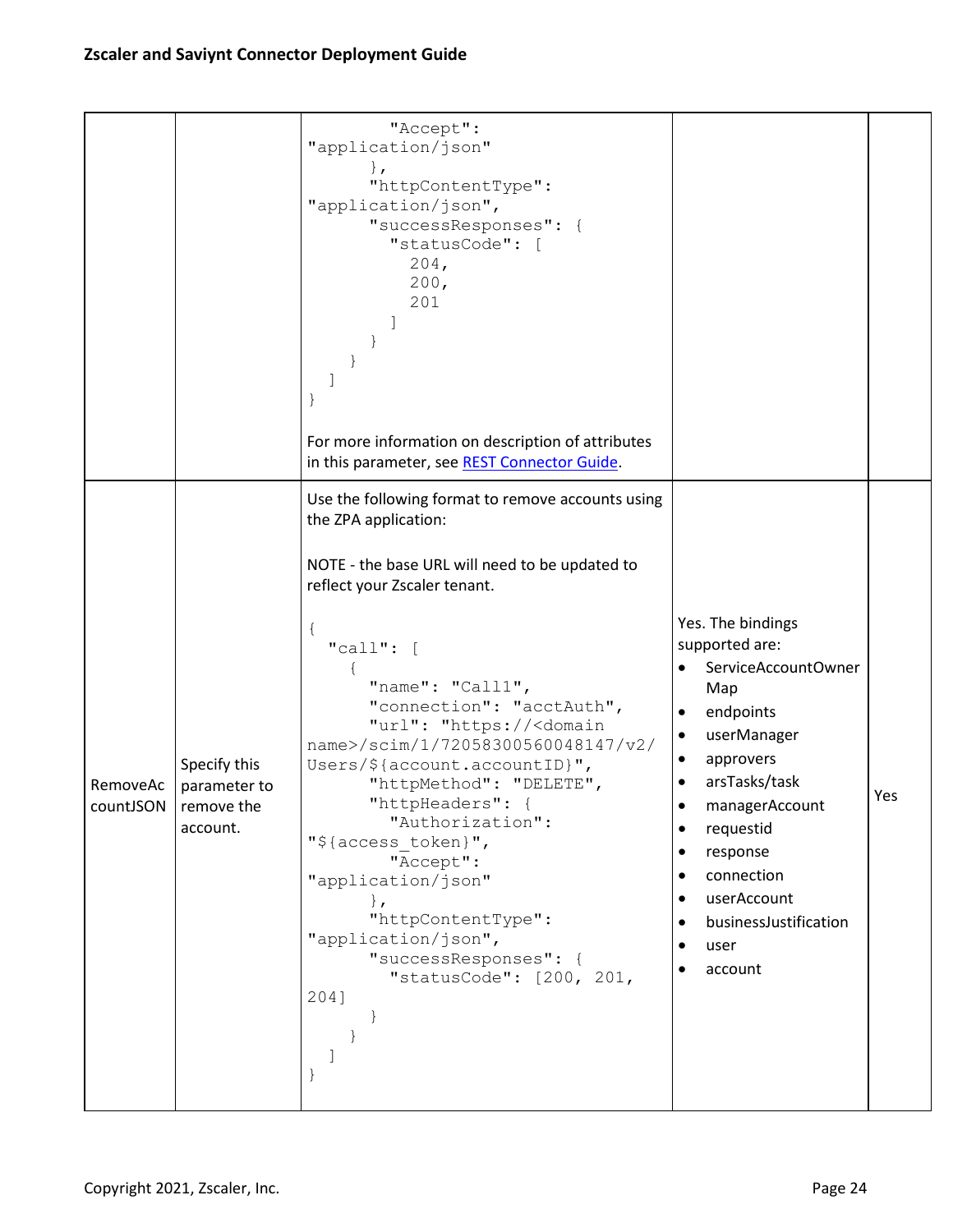| | | "Accept": "application/json"<br>},<br>"httpContentType": "application/json",<br>"successResponses": {<br>"statusCode": [<br>204,<br>200,<br>201<br>]<br>}<br>}<br>]<br>}<br><br>For more information on description of attributes in this parameter, see REST Connector Guide. | | |
|---|---|---|---|---|
| RemoveAccountJSON | Specify this parameter to remove the account. | Use the following format to remove accounts using the ZPA application:<br><br>NOTE - the base URL will need to be updated to reflect your Zscaler tenant.<br><br>{<br>"call": [<br>{<br>"name": "Call1",<br>"connection": "acctAuth",<br>"url": "https://<domain name>/scim/1/72058300560048147/v2/Users/${account.accountID}",<br>"httpMethod": "DELETE",<br>"httpHeaders": {<br>"Authorization": "${access_token}",<br>"Accept": "application/json"<br>},<br>"httpContentType": "application/json",<br>"successResponses": {<br>"statusCode": [200, 201, 204]<br>}<br>}<br>]<br>} | Yes. The bindings supported are:<br>• ServiceAccountOwnerMap<br>• endpoints<br>• userManager<br>• approvers<br>• arsTasks/task<br>• managerAccount<br>• requestid<br>• response<br>• connection<br>• userAccount<br>• businessJustification<br>• user<br>• account | Yes |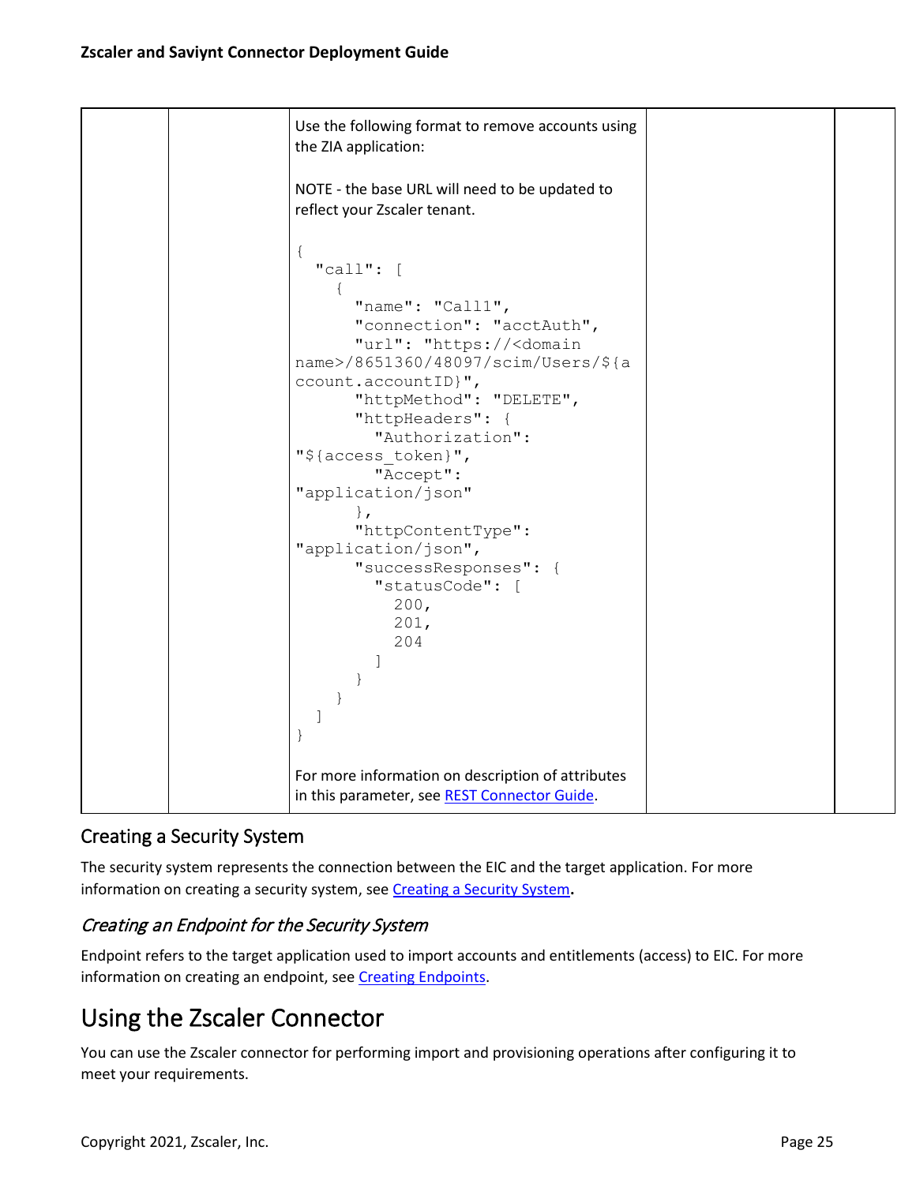| | | Use the following format to remove accounts using the ZIA application:<br><br>NOTE - the base URL will need to be updated to reflect your Zscaler tenant.<br><br>`{`<br>`  "call": [`<br>`    {`<br>`      "name": "Call1",`<br>`      "connection": "acctAuth",`<br>`      "url": "https://<domain name>/8651360/48097/scim/Users/${account.accountID}",`<br>`      "httpMethod": "DELETE",`<br>`      "httpHeaders": {`<br>`        "Authorization": "${access_token}",`<br>`        "Accept": "application/json"`<br>`      },`<br>`      "httpContentType": "application/json",`<br>`      "successResponses": {`<br>`        "statusCode": [`<br>`          200,`<br>`          201,`<br>`          204`<br>`        ]`<br>`      }`<br>`    }`<br>`  ]`<br>`}`<br><br>For more information on description of attributes in this parameter, see REST Connector Guide. | | |
|---|---|---|---|---|

## Creating a Security System

The security system represents the connection between the EIC and the target application. For more information on creating a security system, see Creating a Security System**.**

### *Creating an Endpoint for the Security System*

Endpoint refers to the target application used to import accounts and entitlements (access) to EIC. For more information on creating an endpoint, see Creating Endpoints.

# Using the Zscaler Connector

You can use the Zscaler connector for performing import and provisioning operations after configuring it to meet your requirements.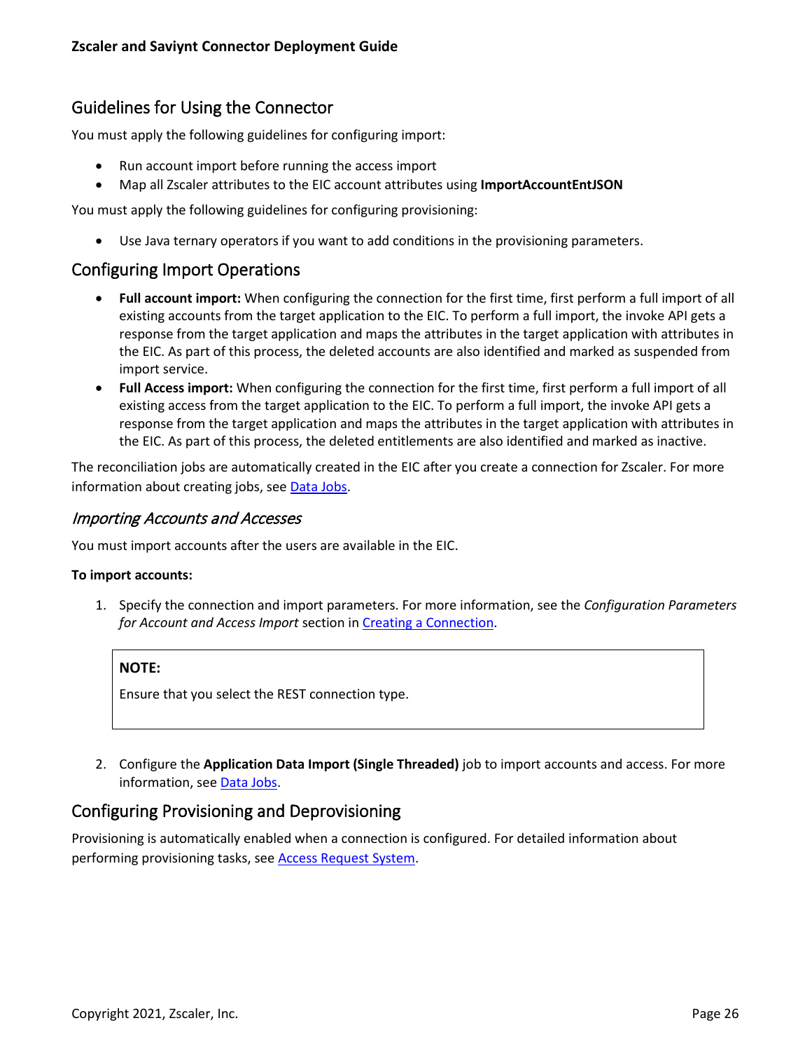## Guidelines for Using the Connector

You must apply the following guidelines for configuring import:

- Run account import before running the access import
- Map all Zscaler attributes to the EIC account attributes using **ImportAccountEntJSON**

You must apply the following guidelines for configuring provisioning:

- Use Java ternary operators if you want to add conditions in the provisioning parameters.

## Configuring Import Operations

- **Full account import:** When configuring the connection for the first time, first perform a full import of all existing accounts from the target application to the EIC. To perform a full import, the invoke API gets a response from the target application and maps the attributes in the target application with attributes in the EIC. As part of this process, the deleted accounts are also identified and marked as suspended from import service.
- **Full Access import:** When configuring the connection for the first time, first perform a full import of all existing access from the target application to the EIC. To perform a full import, the invoke API gets a response from the target application and maps the attributes in the target application with attributes in the EIC. As part of this process, the deleted entitlements are also identified and marked as inactive.

The reconciliation jobs are automatically created in the EIC after you create a connection for Zscaler. For more information about creating jobs, see Data Jobs.

### *Importing Accounts and Accesses*

You must import accounts after the users are available in the EIC.

**To import accounts:**

1. Specify the connection and import parameters. For more information, see the *Configuration Parameters for Account and Access Import* section in Creating a Connection.

   > **NOTE:**
   >
   > Ensure that you select the REST connection type.

2. Configure the **Application Data Import (Single Threaded)** job to import accounts and access. For more information, see Data Jobs.

## Configuring Provisioning and Deprovisioning

Provisioning is automatically enabled when a connection is configured. For detailed information about performing provisioning tasks, see Access Request System.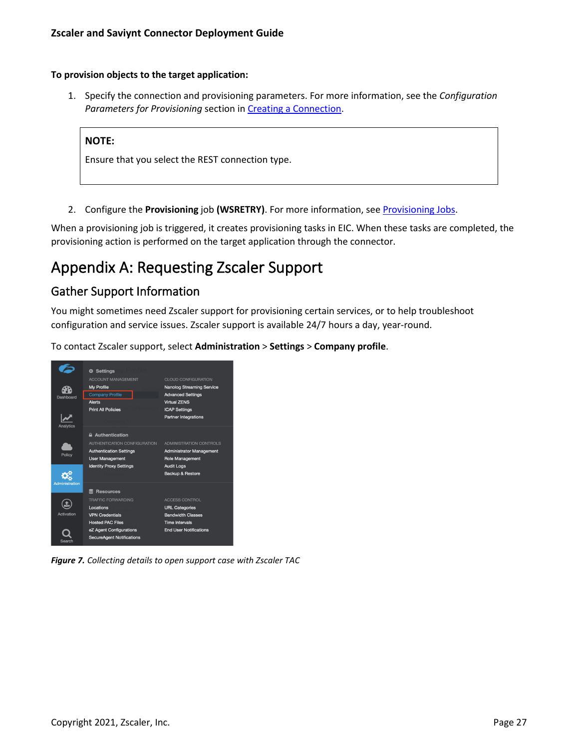**To provision objects to the target application:**

1. Specify the connection and provisioning parameters. For more information, see the *Configuration Parameters for Provisioning* section in Creating a Connection.

   > **NOTE:**
   >
   > Ensure that you select the REST connection type.

2. Configure the **Provisioning** job **(WSRETRY)**. For more information, see Provisioning Jobs.

When a provisioning job is triggered, it creates provisioning tasks in EIC. When these tasks are completed, the provisioning action is performed on the target application through the connector.

# Appendix A: Requesting Zscaler Support

## Gather Support Information

You might sometimes need Zscaler support for provisioning certain services, or to help troubleshoot configuration and service issues. Zscaler support is available 24/7 hours a day, year-round.

To contact Zscaler support, select **Administration** > **Settings** > **Company profile**.

***Figure 7.*** *Collecting details to open support case with Zscaler TAC*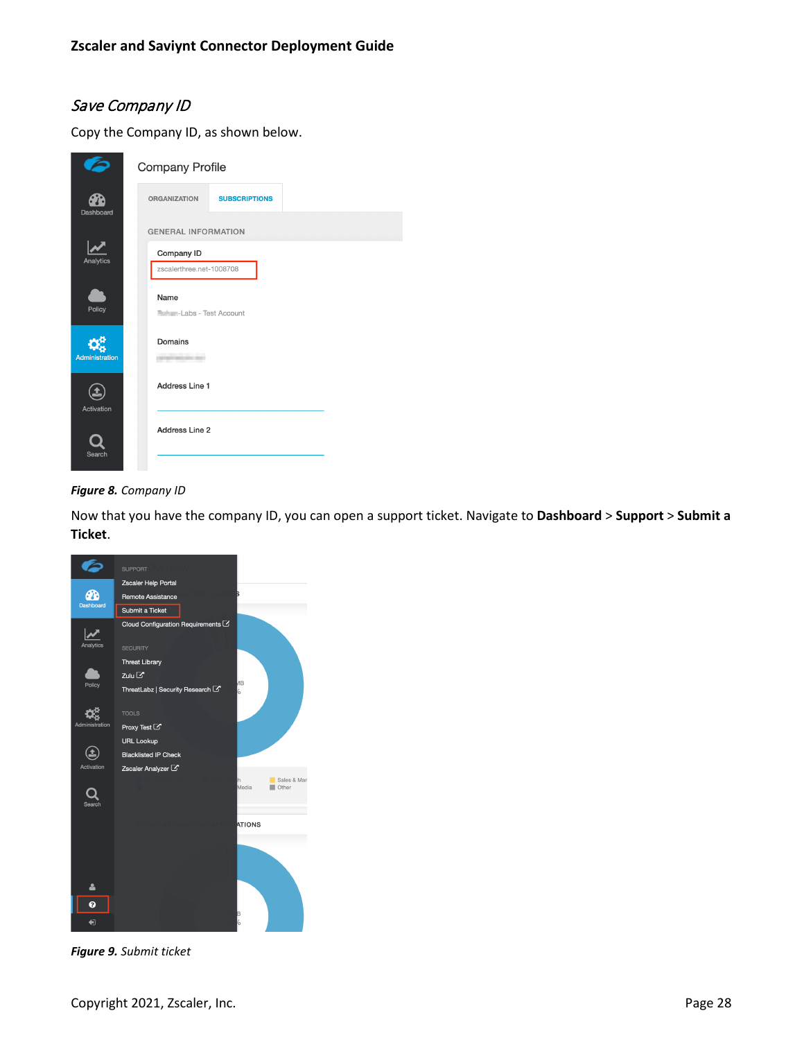## Save Company ID

Copy the Company ID, as shown below.

***Figure 8.*** *Company ID*

Now that you have the company ID, you can open a support ticket. Navigate to **Dashboard** > **Support** > **Submit a Ticket**.

***Figure 9.*** *Submit ticket*